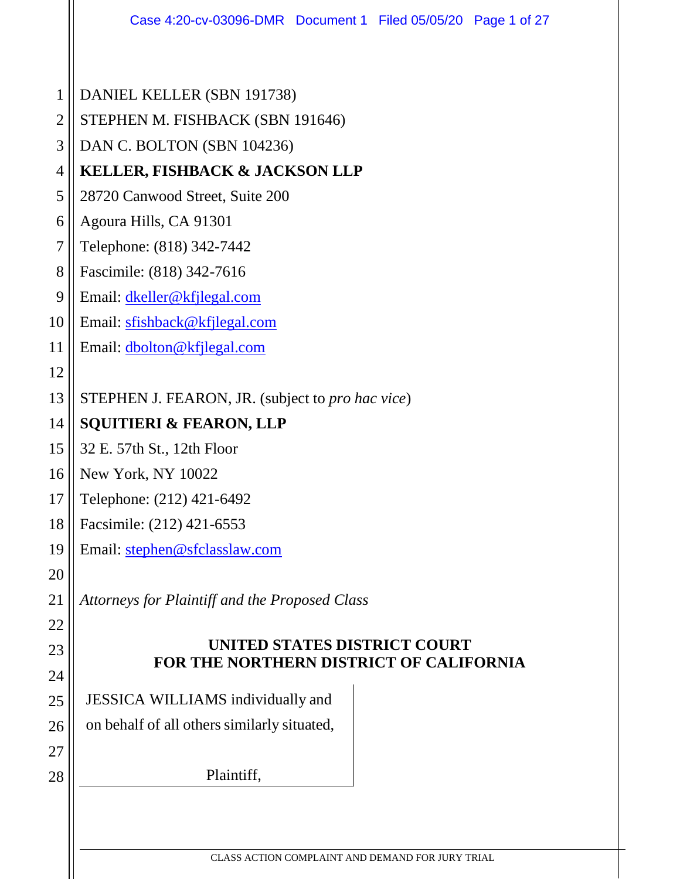DANIEL KELLER (SBN 191738)
STEPHEN M. FISHBACK (SBN 191646)
DAN C. BOLTON (SBN 104236)
**KELLER, FISHBACK & JACKSON LLP**
28720 Canwood Street, Suite 200
Agoura Hills, CA 91301
Telephone: (818) 342-7442
Fascimile: (818) 342-7616
Email: dkeller@kfjlegal.com
Email: sfishback@kfjlegal.com
Email: dbolton@kfjlegal.com

STEPHEN J. FEARON, JR. (subject to *pro hac vice*)
**SQUITIERI & FEARON, LLP**
32 E. 57th St., 12th Floor
New York, NY 10022
Telephone: (212) 421-6492
Facsimile: (212) 421-6553
Email: stephen@sfclasslaw.com

*Attorneys for Plaintiff and the Proposed Class*

**UNITED STATES DISTRICT COURT**
**FOR THE NORTHERN DISTRICT OF CALIFORNIA**

JESSICA WILLIAMS individually and on behalf of all others similarly situated,

Plaintiff,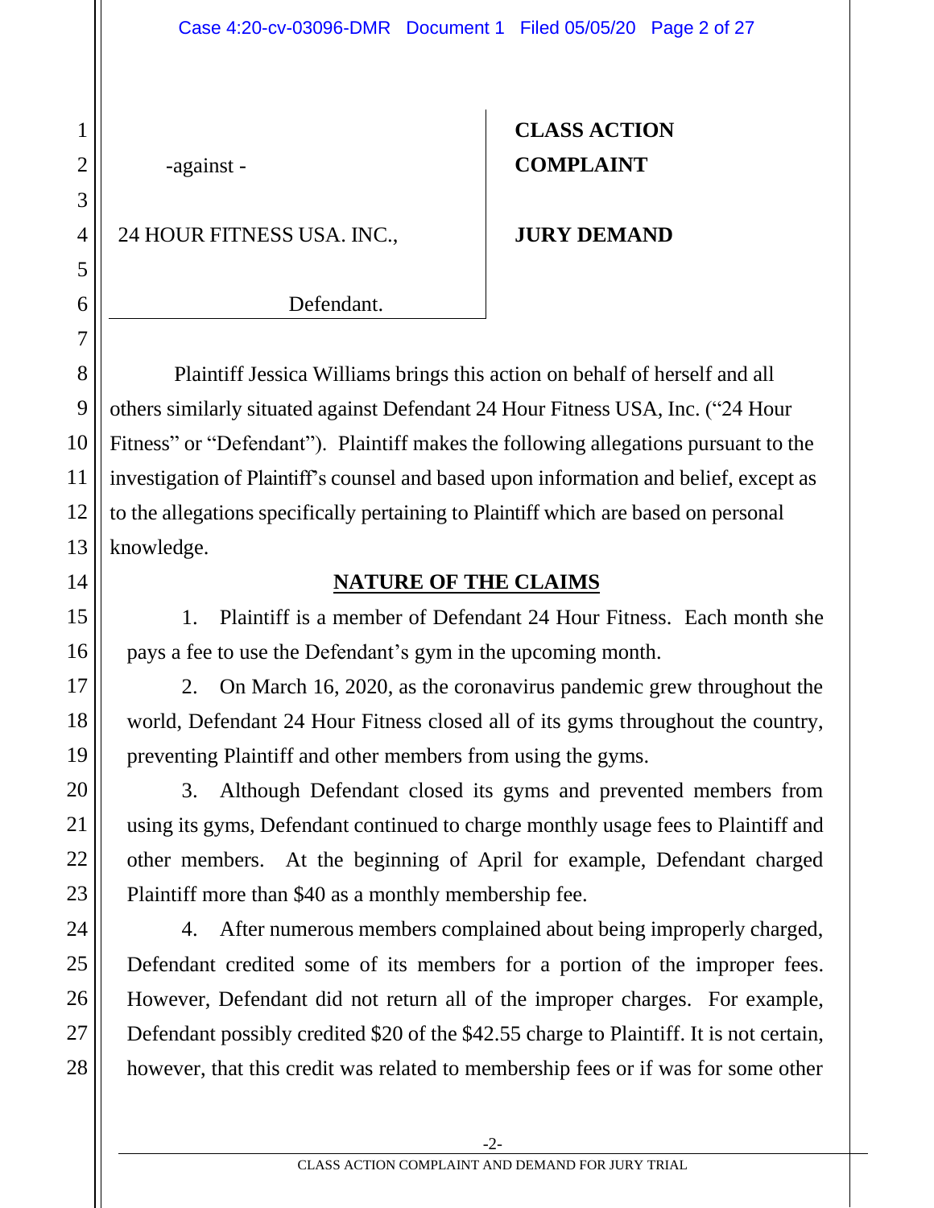-against -

24 HOUR FITNESS USA. INC.,

Defendant.

**CLASS ACTION COMPLAINT**

**JURY DEMAND**

Plaintiff Jessica Williams brings this action on behalf of herself and all others similarly situated against Defendant 24 Hour Fitness USA, Inc. ("24 Hour Fitness" or "Defendant"). Plaintiff makes the following allegations pursuant to the investigation of Plaintiff's counsel and based upon information and belief, except as to the allegations specifically pertaining to Plaintiff which are based on personal knowledge.

## NATURE OF THE CLAIMS

1. Plaintiff is a member of Defendant 24 Hour Fitness. Each month she pays a fee to use the Defendant's gym in the upcoming month.

2. On March 16, 2020, as the coronavirus pandemic grew throughout the world, Defendant 24 Hour Fitness closed all of its gyms throughout the country, preventing Plaintiff and other members from using the gyms.

3. Although Defendant closed its gyms and prevented members from using its gyms, Defendant continued to charge monthly usage fees to Plaintiff and other members. At the beginning of April for example, Defendant charged Plaintiff more than $40 as a monthly membership fee.

4. After numerous members complained about being improperly charged, Defendant credited some of its members for a portion of the improper fees. However, Defendant did not return all of the improper charges. For example, Defendant possibly credited $20 of the $42.55 charge to Plaintiff. It is not certain, however, that this credit was related to membership fees or if was for some other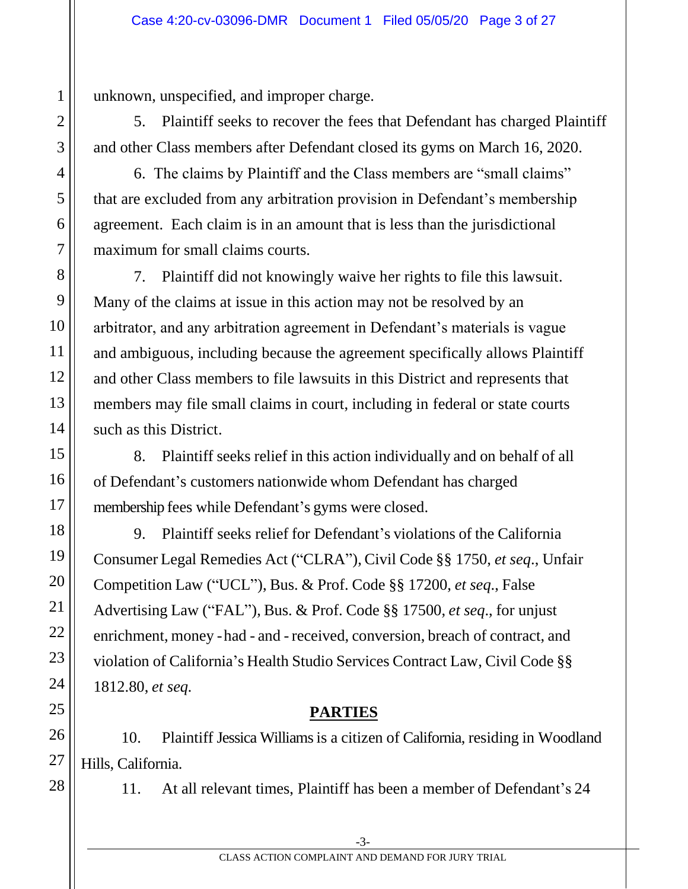unknown, unspecified, and improper charge.

5. Plaintiff seeks to recover the fees that Defendant has charged Plaintiff and other Class members after Defendant closed its gyms on March 16, 2020.

6. The claims by Plaintiff and the Class members are "small claims" that are excluded from any arbitration provision in Defendant's membership agreement. Each claim is in an amount that is less than the jurisdictional maximum for small claims courts.

7. Plaintiff did not knowingly waive her rights to file this lawsuit. Many of the claims at issue in this action may not be resolved by an arbitrator, and any arbitration agreement in Defendant's materials is vague and ambiguous, including because the agreement specifically allows Plaintiff and other Class members to file lawsuits in this District and represents that members may file small claims in court, including in federal or state courts such as this District.

8. Plaintiff seeks relief in this action individually and on behalf of all of Defendant's customers nationwide whom Defendant has charged membership fees while Defendant's gyms were closed.

9. Plaintiff seeks relief for Defendant's violations of the California Consumer Legal Remedies Act ("CLRA"), Civil Code §§ 1750, *et seq.*, Unfair Competition Law ("UCL"), Bus. & Prof. Code §§ 17200, *et seq.*, False Advertising Law ("FAL"), Bus. & Prof. Code §§ 17500, *et seq.*, for unjust enrichment, money - had - and - received, conversion, breach of contract, and violation of California's Health Studio Services Contract Law, Civil Code §§ 1812.80, *et seq.*

## PARTIES

10. Plaintiff Jessica Williams is a citizen of California, residing in Woodland Hills, California.

11. At all relevant times, Plaintiff has been a member of Defendant's 24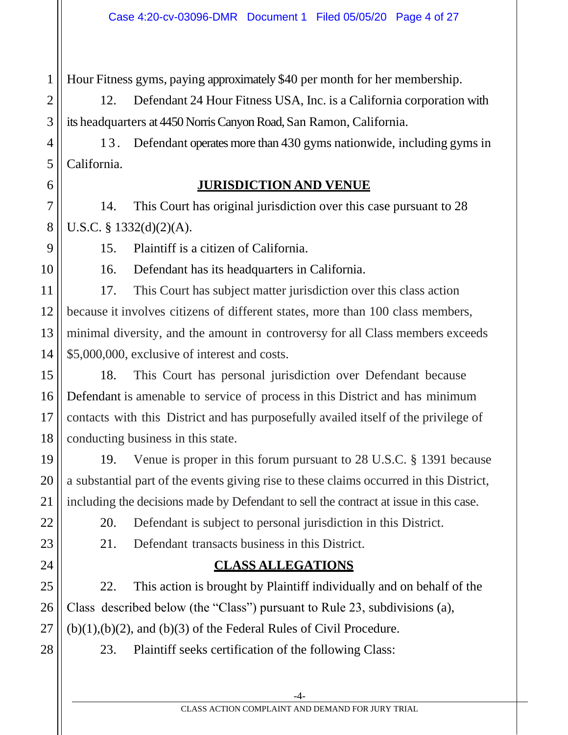Hour Fitness gyms, paying approximately $40 per month for her membership.

12. Defendant 24 Hour Fitness USA, Inc. is a California corporation with its headquarters at 4450 Norris Canyon Road, San Ramon, California.

13. Defendant operates more than 430 gyms nationwide, including gyms in California.

## JURISDICTION AND VENUE

14. This Court has original jurisdiction over this case pursuant to 28 U.S.C. § 1332(d)(2)(A).

15. Plaintiff is a citizen of California.

16. Defendant has its headquarters in California.

17. This Court has subject matter jurisdiction over this class action because it involves citizens of different states, more than 100 class members, minimal diversity, and the amount in controversy for all Class members exceeds $5,000,000, exclusive of interest and costs.

18. This Court has personal jurisdiction over Defendant because Defendant is amenable to service of process in this District and has minimum contacts with this District and has purposefully availed itself of the privilege of conducting business in this state.

19. Venue is proper in this forum pursuant to 28 U.S.C. § 1391 because a substantial part of the events giving rise to these claims occurred in this District, including the decisions made by Defendant to sell the contract at issue in this case.

20. Defendant is subject to personal jurisdiction in this District.

21. Defendant transacts business in this District.

## CLASS ALLEGATIONS

22. This action is brought by Plaintiff individually and on behalf of the Class described below (the "Class") pursuant to Rule 23, subdivisions (a), (b)(1),(b)(2), and (b)(3) of the Federal Rules of Civil Procedure.

23. Plaintiff seeks certification of the following Class: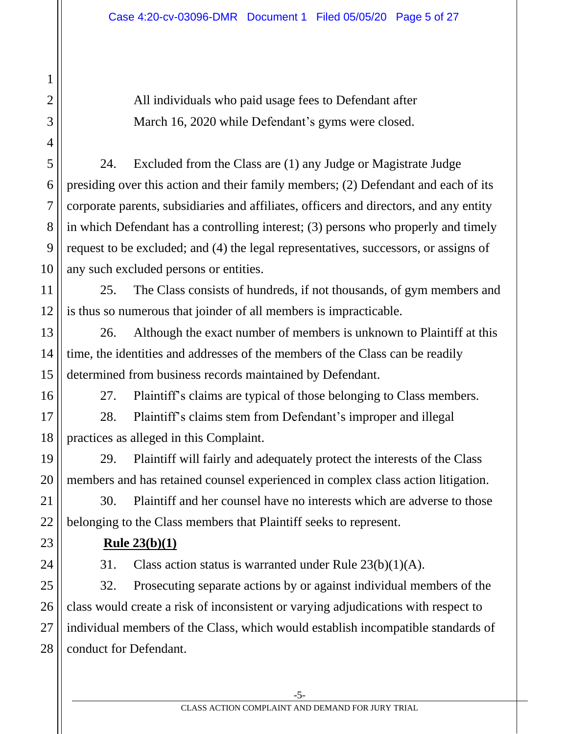All individuals who paid usage fees to Defendant after March 16, 2020 while Defendant's gyms were closed.

24. Excluded from the Class are (1) any Judge or Magistrate Judge presiding over this action and their family members; (2) Defendant and each of its corporate parents, subsidiaries and affiliates, officers and directors, and any entity in which Defendant has a controlling interest; (3) persons who properly and timely request to be excluded; and (4) the legal representatives, successors, or assigns of any such excluded persons or entities.

25. The Class consists of hundreds, if not thousands, of gym members and is thus so numerous that joinder of all members is impracticable.

26. Although the exact number of members is unknown to Plaintiff at this time, the identities and addresses of the members of the Class can be readily determined from business records maintained by Defendant.

27. Plaintiff's claims are typical of those belonging to Class members.

28. Plaintiff's claims stem from Defendant's improper and illegal practices as alleged in this Complaint.

29. Plaintiff will fairly and adequately protect the interests of the Class members and has retained counsel experienced in complex class action litigation.

30. Plaintiff and her counsel have no interests which are adverse to those belonging to the Class members that Plaintiff seeks to represent.

**Rule 23(b)(1)**

31. Class action status is warranted under Rule 23(b)(1)(A).

32. Prosecuting separate actions by or against individual members of the class would create a risk of inconsistent or varying adjudications with respect to individual members of the Class, which would establish incompatible standards of conduct for Defendant.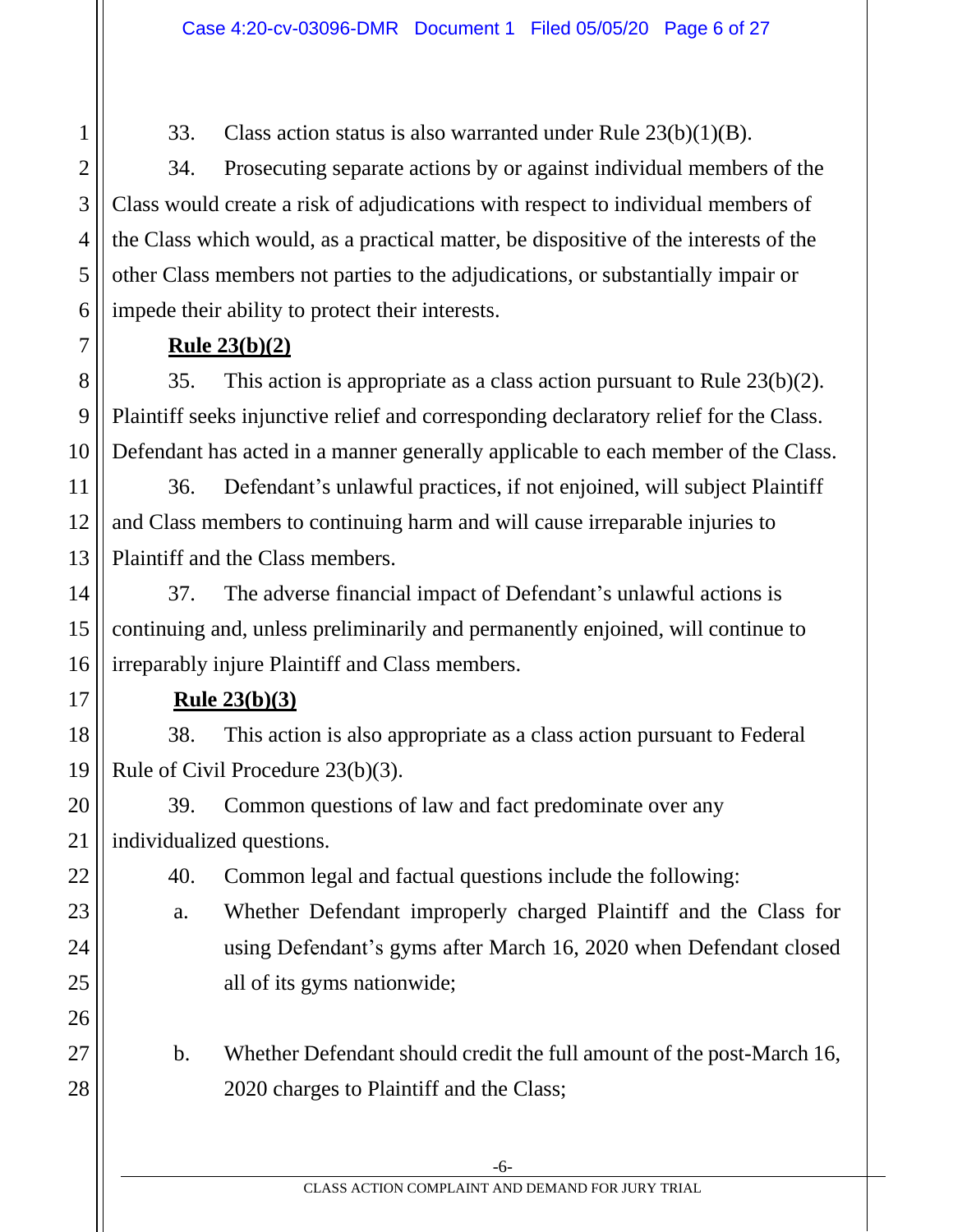33. Class action status is also warranted under Rule 23(b)(1)(B).

34. Prosecuting separate actions by or against individual members of the Class would create a risk of adjudications with respect to individual members of the Class which would, as a practical matter, be dispositive of the interests of the other Class members not parties to the adjudications, or substantially impair or impede their ability to protect their interests.

**Rule 23(b)(2)**

35. This action is appropriate as a class action pursuant to Rule 23(b)(2). Plaintiff seeks injunctive relief and corresponding declaratory relief for the Class. Defendant has acted in a manner generally applicable to each member of the Class.

36. Defendant's unlawful practices, if not enjoined, will subject Plaintiff and Class members to continuing harm and will cause irreparable injuries to Plaintiff and the Class members.

37. The adverse financial impact of Defendant's unlawful actions is continuing and, unless preliminarily and permanently enjoined, will continue to irreparably injure Plaintiff and Class members.

**Rule 23(b)(3)**

38. This action is also appropriate as a class action pursuant to Federal Rule of Civil Procedure 23(b)(3).

39. Common questions of law and fact predominate over any individualized questions.

40. Common legal and factual questions include the following:

a. Whether Defendant improperly charged Plaintiff and the Class for using Defendant's gyms after March 16, 2020 when Defendant closed all of its gyms nationwide;

b. Whether Defendant should credit the full amount of the post-March 16, 2020 charges to Plaintiff and the Class;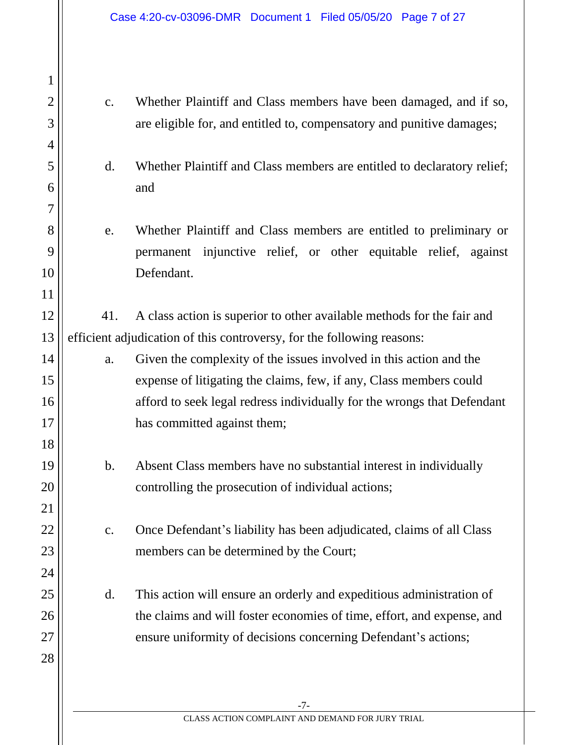c. Whether Plaintiff and Class members have been damaged, and if so, are eligible for, and entitled to, compensatory and punitive damages;

d. Whether Plaintiff and Class members are entitled to declaratory relief; and

e. Whether Plaintiff and Class members are entitled to preliminary or permanent injunctive relief, or other equitable relief, against Defendant.

41. A class action is superior to other available methods for the fair and efficient adjudication of this controversy, for the following reasons:

a. Given the complexity of the issues involved in this action and the expense of litigating the claims, few, if any, Class members could afford to seek legal redress individually for the wrongs that Defendant has committed against them;

b. Absent Class members have no substantial interest in individually controlling the prosecution of individual actions;

c. Once Defendant's liability has been adjudicated, claims of all Class members can be determined by the Court;

d. This action will ensure an orderly and expeditious administration of the claims and will foster economies of time, effort, and expense, and ensure uniformity of decisions concerning Defendant's actions;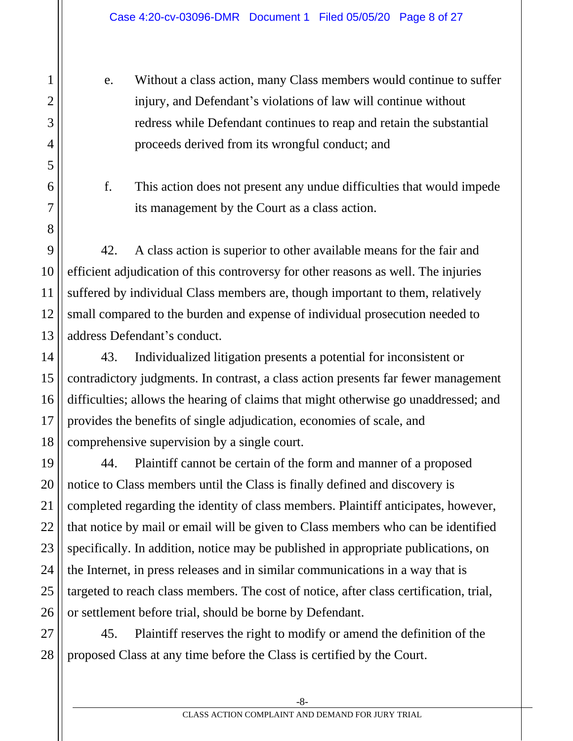e. Without a class action, many Class members would continue to suffer injury, and Defendant's violations of law will continue without redress while Defendant continues to reap and retain the substantial proceeds derived from its wrongful conduct; and

f. This action does not present any undue difficulties that would impede its management by the Court as a class action.

42. A class action is superior to other available means for the fair and efficient adjudication of this controversy for other reasons as well. The injuries suffered by individual Class members are, though important to them, relatively small compared to the burden and expense of individual prosecution needed to address Defendant's conduct.

43. Individualized litigation presents a potential for inconsistent or contradictory judgments. In contrast, a class action presents far fewer management difficulties; allows the hearing of claims that might otherwise go unaddressed; and provides the benefits of single adjudication, economies of scale, and comprehensive supervision by a single court.

44. Plaintiff cannot be certain of the form and manner of a proposed notice to Class members until the Class is finally defined and discovery is completed regarding the identity of class members. Plaintiff anticipates, however, that notice by mail or email will be given to Class members who can be identified specifically. In addition, notice may be published in appropriate publications, on the Internet, in press releases and in similar communications in a way that is targeted to reach class members. The cost of notice, after class certification, trial, or settlement before trial, should be borne by Defendant.

45. Plaintiff reserves the right to modify or amend the definition of the proposed Class at any time before the Class is certified by the Court.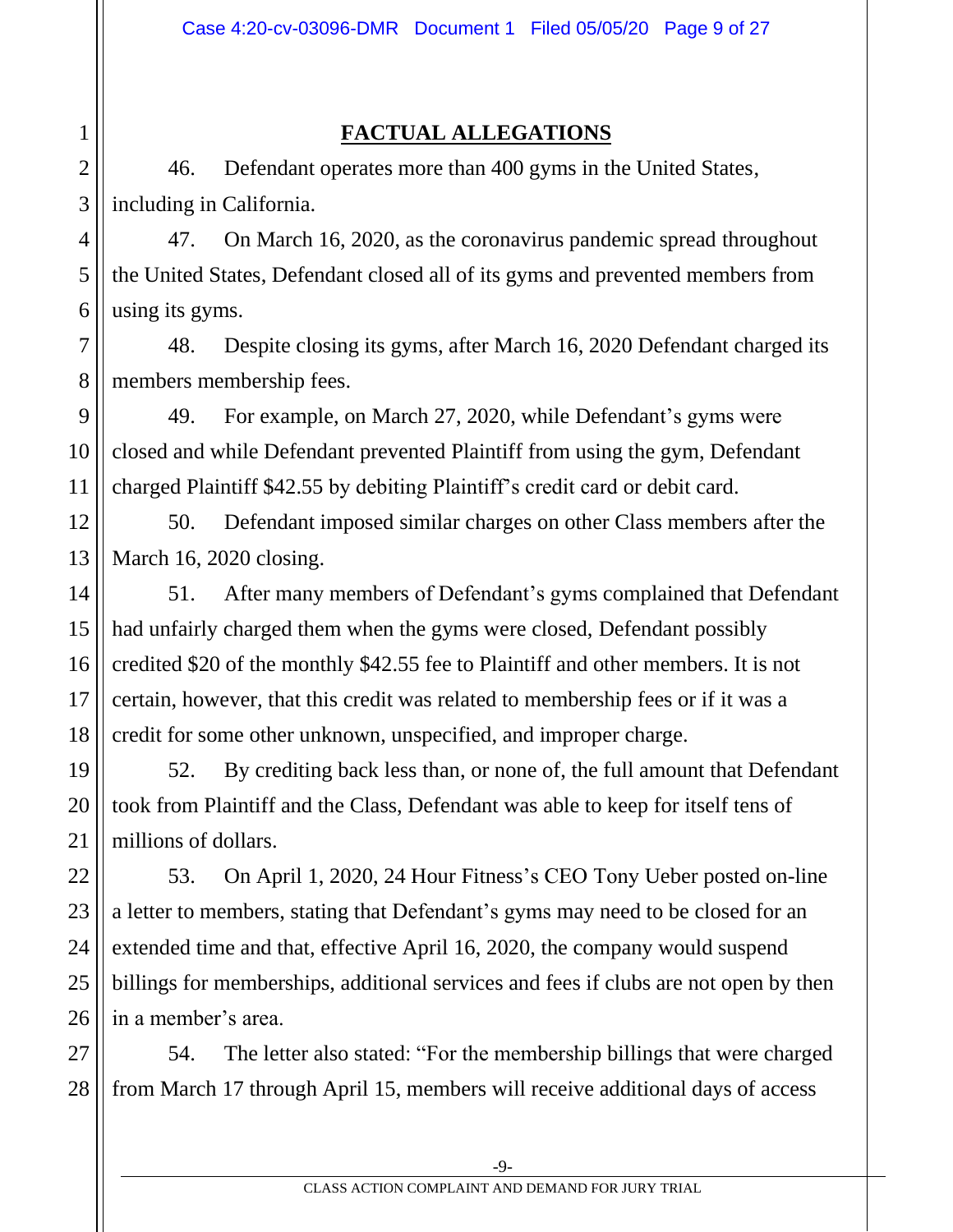## FACTUAL ALLEGATIONS

46. Defendant operates more than 400 gyms in the United States, including in California.

47. On March 16, 2020, as the coronavirus pandemic spread throughout the United States, Defendant closed all of its gyms and prevented members from using its gyms.

48. Despite closing its gyms, after March 16, 2020 Defendant charged its members membership fees.

49. For example, on March 27, 2020, while Defendant's gyms were closed and while Defendant prevented Plaintiff from using the gym, Defendant charged Plaintiff $42.55 by debiting Plaintiff's credit card or debit card.

50. Defendant imposed similar charges on other Class members after the March 16, 2020 closing.

51. After many members of Defendant's gyms complained that Defendant had unfairly charged them when the gyms were closed, Defendant possibly credited $20 of the monthly $42.55 fee to Plaintiff and other members. It is not certain, however, that this credit was related to membership fees or if it was a credit for some other unknown, unspecified, and improper charge.

52. By crediting back less than, or none of, the full amount that Defendant took from Plaintiff and the Class, Defendant was able to keep for itself tens of millions of dollars.

53. On April 1, 2020, 24 Hour Fitness's CEO Tony Ueber posted on-line a letter to members, stating that Defendant's gyms may need to be closed for an extended time and that, effective April 16, 2020, the company would suspend billings for memberships, additional services and fees if clubs are not open by then in a member's area.

54. The letter also stated: "For the membership billings that were charged from March 17 through April 15, members will receive additional days of access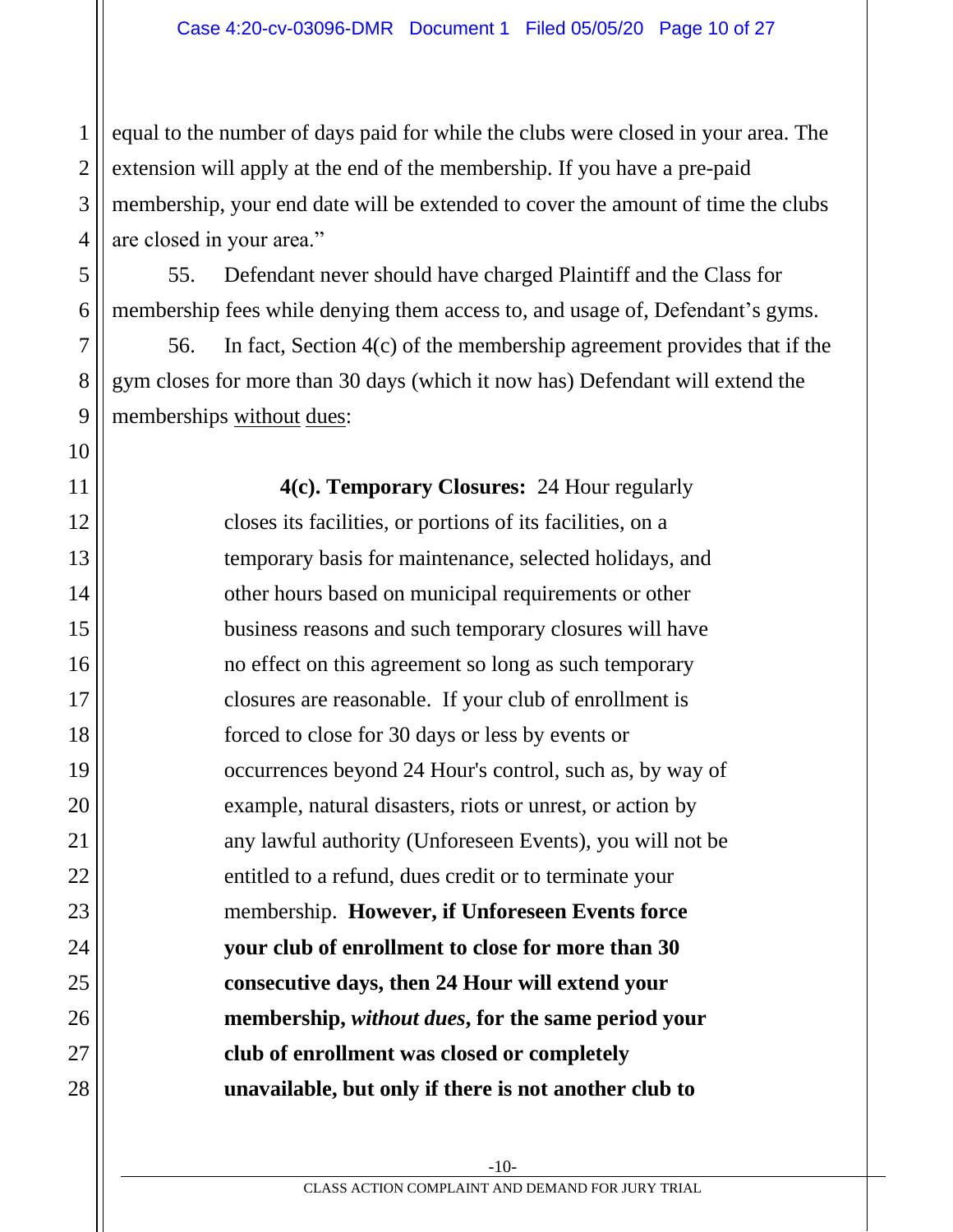equal to the number of days paid for while the clubs were closed in your area. The extension will apply at the end of the membership. If you have a pre-paid membership, your end date will be extended to cover the amount of time the clubs are closed in your area."

55. Defendant never should have charged Plaintiff and the Class for membership fees while denying them access to, and usage of, Defendant's gyms.

56. In fact, Section 4(c) of the membership agreement provides that if the gym closes for more than 30 days (which it now has) Defendant will extend the memberships <u>without</u> <u>dues</u>:

> **4(c). Temporary Closures:** 24 Hour regularly closes its facilities, or portions of its facilities, on a temporary basis for maintenance, selected holidays, and other hours based on municipal requirements or other business reasons and such temporary closures will have no effect on this agreement so long as such temporary closures are reasonable. If your club of enrollment is forced to close for 30 days or less by events or occurrences beyond 24 Hour's control, such as, by way of example, natural disasters, riots or unrest, or action by any lawful authority (Unforeseen Events), you will not be entitled to a refund, dues credit or to terminate your membership. **However, if Unforeseen Events force your club of enrollment to close for more than 30 consecutive days, then 24 Hour will extend your membership, *without dues*, for the same period your club of enrollment was closed or completely unavailable, but only if there is not another club to**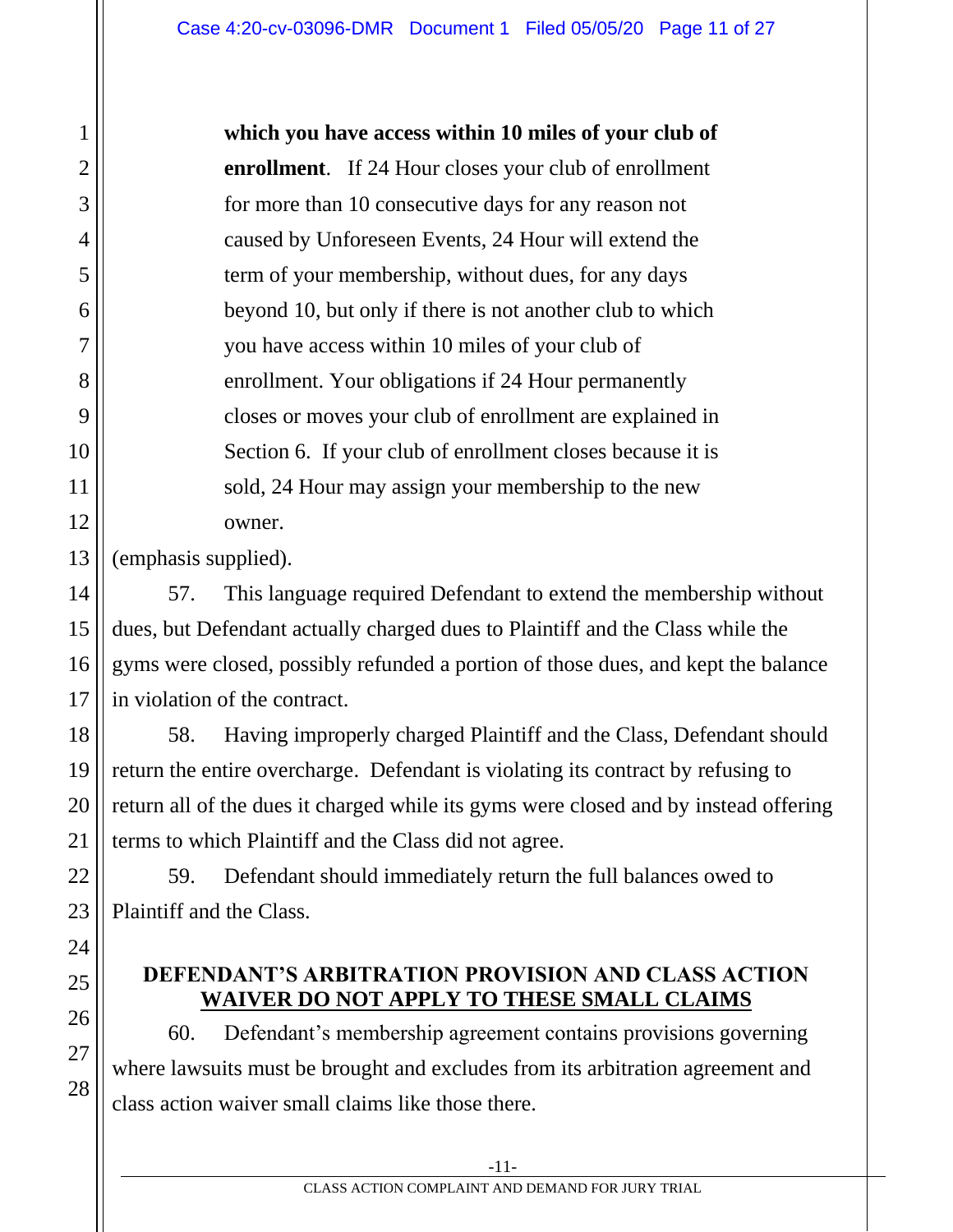> **which you have access within 10 miles of your club of enrollment**. If 24 Hour closes your club of enrollment for more than 10 consecutive days for any reason not caused by Unforeseen Events, 24 Hour will extend the term of your membership, without dues, for any days beyond 10, but only if there is not another club to which you have access within 10 miles of your club of enrollment. Your obligations if 24 Hour permanently closes or moves your club of enrollment are explained in Section 6. If your club of enrollment closes because it is sold, 24 Hour may assign your membership to the new owner.

(emphasis supplied).

57. This language required Defendant to extend the membership without dues, but Defendant actually charged dues to Plaintiff and the Class while the gyms were closed, possibly refunded a portion of those dues, and kept the balance in violation of the contract.

58. Having improperly charged Plaintiff and the Class, Defendant should return the entire overcharge. Defendant is violating its contract by refusing to return all of the dues it charged while its gyms were closed and by instead offering terms to which Plaintiff and the Class did not agree.

59. Defendant should immediately return the full balances owed to Plaintiff and the Class.

## DEFENDANT'S ARBITRATION PROVISION AND CLASS ACTION WAIVER DO NOT APPLY TO THESE SMALL CLAIMS

60. Defendant's membership agreement contains provisions governing where lawsuits must be brought and excludes from its arbitration agreement and class action waiver small claims like those there.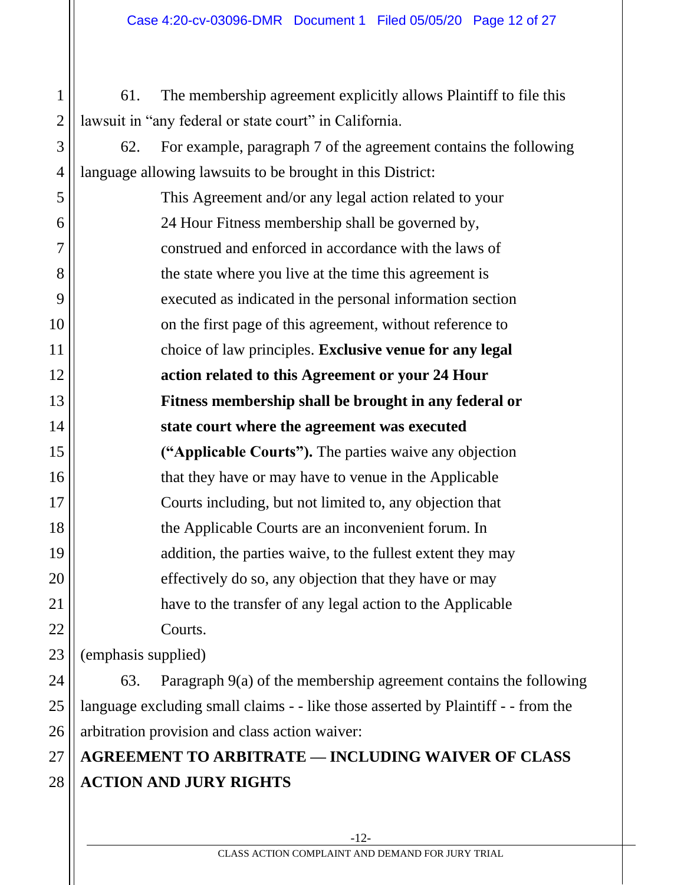61. The membership agreement explicitly allows Plaintiff to file this lawsuit in "any federal or state court" in California.

62. For example, paragraph 7 of the agreement contains the following language allowing lawsuits to be brought in this District:

> This Agreement and/or any legal action related to your 24 Hour Fitness membership shall be governed by, construed and enforced in accordance with the laws of the state where you live at the time this agreement is executed as indicated in the personal information section on the first page of this agreement, without reference to choice of law principles. **Exclusive venue for any legal action related to this Agreement or your 24 Hour Fitness membership shall be brought in any federal or state court where the agreement was executed ("Applicable Courts").** The parties waive any objection that they have or may have to venue in the Applicable Courts including, but not limited to, any objection that the Applicable Courts are an inconvenient forum. In addition, the parties waive, to the fullest extent they may effectively do so, any objection that they have or may have to the transfer of any legal action to the Applicable Courts.

(emphasis supplied)

63. Paragraph 9(a) of the membership agreement contains the following language excluding small claims - - like those asserted by Plaintiff - - from the arbitration provision and class action waiver:

**AGREEMENT TO ARBITRATE — INCLUDING WAIVER OF CLASS ACTION AND JURY RIGHTS**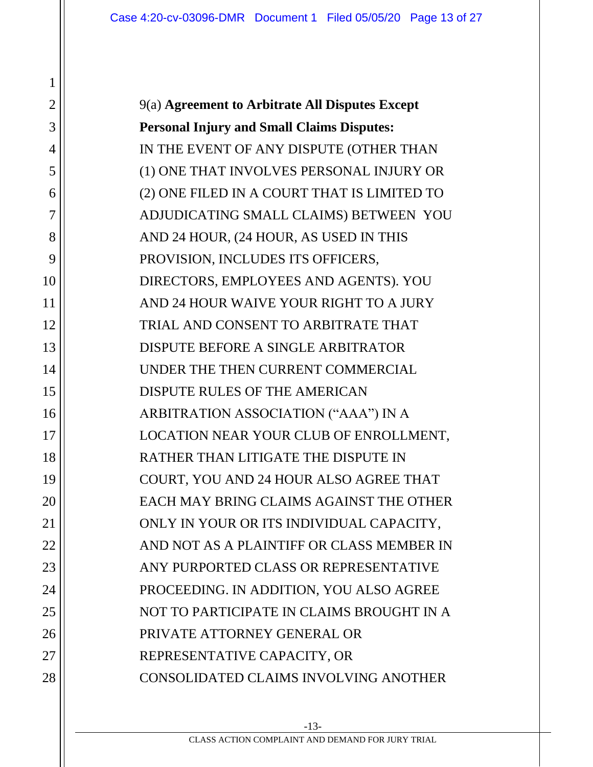9(a) **Agreement to Arbitrate All Disputes Except Personal Injury and Small Claims Disputes:** IN THE EVENT OF ANY DISPUTE (OTHER THAN (1) ONE THAT INVOLVES PERSONAL INJURY OR (2) ONE FILED IN A COURT THAT IS LIMITED TO ADJUDICATING SMALL CLAIMS) BETWEEN YOU AND 24 HOUR, (24 HOUR, AS USED IN THIS PROVISION, INCLUDES ITS OFFICERS, DIRECTORS, EMPLOYEES AND AGENTS). YOU AND 24 HOUR WAIVE YOUR RIGHT TO A JURY TRIAL AND CONSENT TO ARBITRATE THAT DISPUTE BEFORE A SINGLE ARBITRATOR UNDER THE THEN CURRENT COMMERCIAL DISPUTE RULES OF THE AMERICAN ARBITRATION ASSOCIATION ("AAA") IN A LOCATION NEAR YOUR CLUB OF ENROLLMENT, RATHER THAN LITIGATE THE DISPUTE IN COURT, YOU AND 24 HOUR ALSO AGREE THAT EACH MAY BRING CLAIMS AGAINST THE OTHER ONLY IN YOUR OR ITS INDIVIDUAL CAPACITY, AND NOT AS A PLAINTIFF OR CLASS MEMBER IN ANY PURPORTED CLASS OR REPRESENTATIVE PROCEEDING. IN ADDITION, YOU ALSO AGREE NOT TO PARTICIPATE IN CLAIMS BROUGHT IN A PRIVATE ATTORNEY GENERAL OR REPRESENTATIVE CAPACITY, OR CONSOLIDATED CLAIMS INVOLVING ANOTHER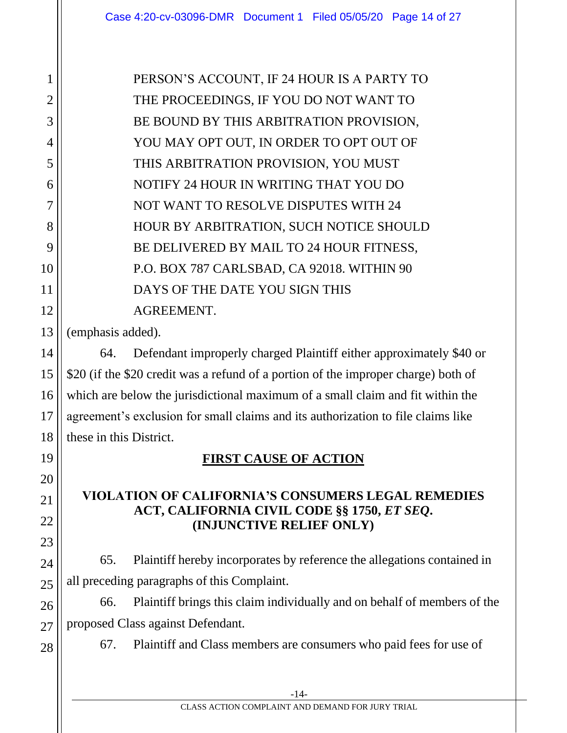PERSON'S ACCOUNT, IF 24 HOUR IS A PARTY TO THE PROCEEDINGS, IF YOU DO NOT WANT TO BE BOUND BY THIS ARBITRATION PROVISION, YOU MAY OPT OUT, IN ORDER TO OPT OUT OF THIS ARBITRATION PROVISION, YOU MUST NOTIFY 24 HOUR IN WRITING THAT YOU DO NOT WANT TO RESOLVE DISPUTES WITH 24 HOUR BY ARBITRATION, SUCH NOTICE SHOULD BE DELIVERED BY MAIL TO 24 HOUR FITNESS, P.O. BOX 787 CARLSBAD, CA 92018. WITHIN 90 DAYS OF THE DATE YOU SIGN THIS AGREEMENT.

(emphasis added).

64. Defendant improperly charged Plaintiff either approximately $40 or $20 (if the $20 credit was a refund of a portion of the improper charge) both of which are below the jurisdictional maximum of a small claim and fit within the agreement's exclusion for small claims and its authorization to file claims like these in this District.

## FIRST CAUSE OF ACTION

### VIOLATION OF CALIFORNIA'S CONSUMERS LEGAL REMEDIES ACT, CALIFORNIA CIVIL CODE §§ 1750, *ET SEQ*. (INJUNCTIVE RELIEF ONLY)

65. Plaintiff hereby incorporates by reference the allegations contained in all preceding paragraphs of this Complaint.

66. Plaintiff brings this claim individually and on behalf of members of the proposed Class against Defendant.

67. Plaintiff and Class members are consumers who paid fees for use of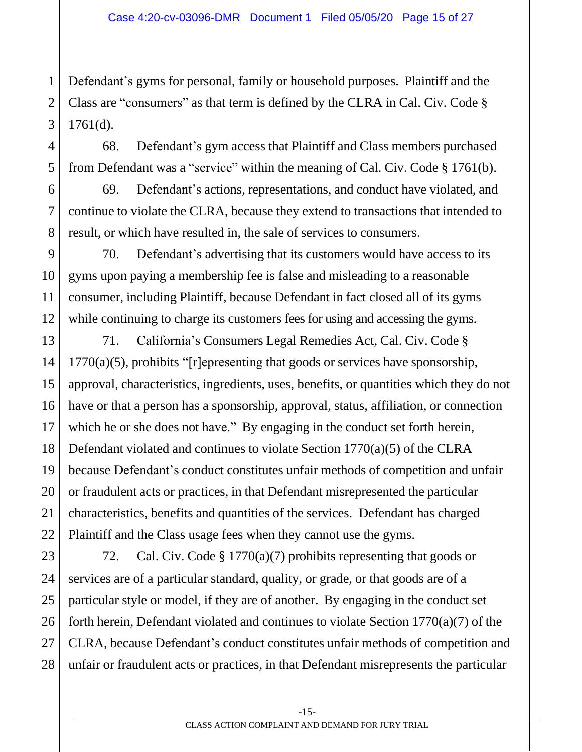Defendant's gyms for personal, family or household purposes. Plaintiff and the Class are "consumers" as that term is defined by the CLRA in Cal. Civ. Code § 1761(d).

68. Defendant's gym access that Plaintiff and Class members purchased from Defendant was a "service" within the meaning of Cal. Civ. Code § 1761(b).

69. Defendant's actions, representations, and conduct have violated, and continue to violate the CLRA, because they extend to transactions that intended to result, or which have resulted in, the sale of services to consumers.

70. Defendant's advertising that its customers would have access to its gyms upon paying a membership fee is false and misleading to a reasonable consumer, including Plaintiff, because Defendant in fact closed all of its gyms while continuing to charge its customers fees for using and accessing the gyms.

71. California's Consumers Legal Remedies Act, Cal. Civ. Code § 1770(a)(5), prohibits "[r]epresenting that goods or services have sponsorship, approval, characteristics, ingredients, uses, benefits, or quantities which they do not have or that a person has a sponsorship, approval, status, affiliation, or connection which he or she does not have." By engaging in the conduct set forth herein, Defendant violated and continues to violate Section 1770(a)(5) of the CLRA because Defendant's conduct constitutes unfair methods of competition and unfair or fraudulent acts or practices, in that Defendant misrepresented the particular characteristics, benefits and quantities of the services. Defendant has charged Plaintiff and the Class usage fees when they cannot use the gyms.

72. Cal. Civ. Code § 1770(a)(7) prohibits representing that goods or services are of a particular standard, quality, or grade, or that goods are of a particular style or model, if they are of another. By engaging in the conduct set forth herein, Defendant violated and continues to violate Section 1770(a)(7) of the CLRA, because Defendant's conduct constitutes unfair methods of competition and unfair or fraudulent acts or practices, in that Defendant misrepresents the particular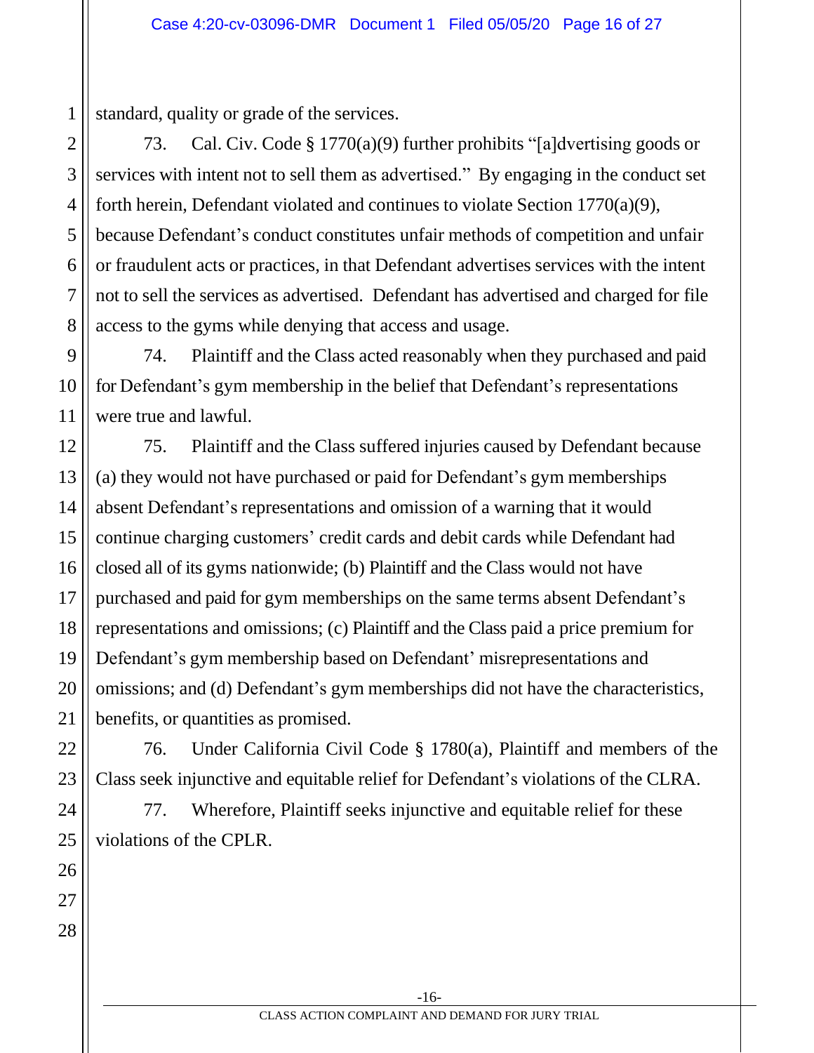standard, quality or grade of the services.

73. Cal. Civ. Code § 1770(a)(9) further prohibits "[a]dvertising goods or services with intent not to sell them as advertised." By engaging in the conduct set forth herein, Defendant violated and continues to violate Section 1770(a)(9), because Defendant's conduct constitutes unfair methods of competition and unfair or fraudulent acts or practices, in that Defendant advertises services with the intent not to sell the services as advertised. Defendant has advertised and charged for file access to the gyms while denying that access and usage.

74. Plaintiff and the Class acted reasonably when they purchased and paid for Defendant's gym membership in the belief that Defendant's representations were true and lawful.

75. Plaintiff and the Class suffered injuries caused by Defendant because (a) they would not have purchased or paid for Defendant's gym memberships absent Defendant's representations and omission of a warning that it would continue charging customers' credit cards and debit cards while Defendant had closed all of its gyms nationwide; (b) Plaintiff and the Class would not have purchased and paid for gym memberships on the same terms absent Defendant's representations and omissions; (c) Plaintiff and the Class paid a price premium for Defendant's gym membership based on Defendant' misrepresentations and omissions; and (d) Defendant's gym memberships did not have the characteristics, benefits, or quantities as promised.

76. Under California Civil Code § 1780(a), Plaintiff and members of the Class seek injunctive and equitable relief for Defendant's violations of the CLRA.

77. Wherefore, Plaintiff seeks injunctive and equitable relief for these violations of the CPLR.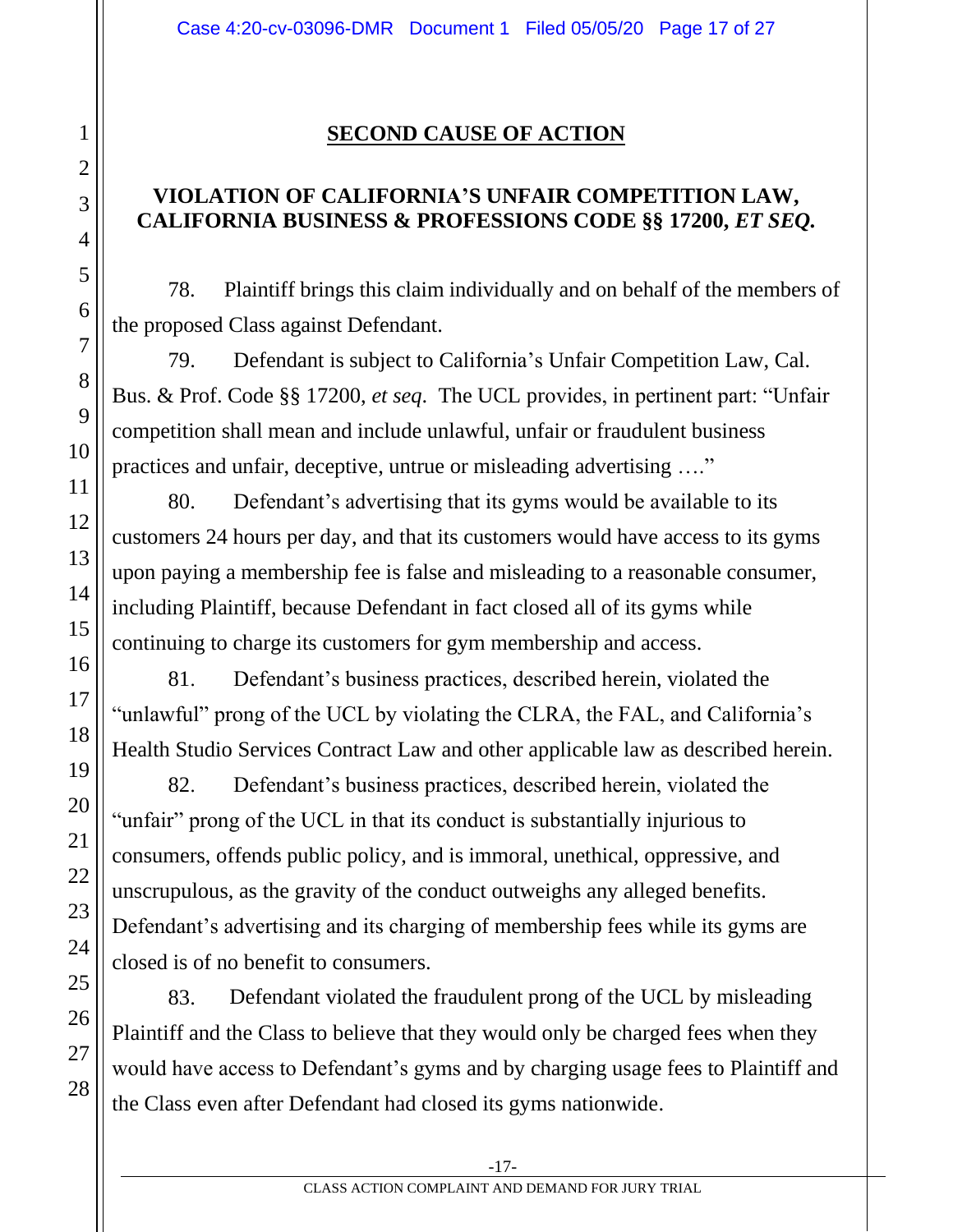## SECOND CAUSE OF ACTION

### VIOLATION OF CALIFORNIA'S UNFAIR COMPETITION LAW, CALIFORNIA BUSINESS & PROFESSIONS CODE §§ 17200, *ET SEQ.*

78. Plaintiff brings this claim individually and on behalf of the members of the proposed Class against Defendant.

79. Defendant is subject to California's Unfair Competition Law, Cal. Bus. & Prof. Code §§ 17200, *et seq*. The UCL provides, in pertinent part: "Unfair competition shall mean and include unlawful, unfair or fraudulent business practices and unfair, deceptive, untrue or misleading advertising …."

80. Defendant's advertising that its gyms would be available to its customers 24 hours per day, and that its customers would have access to its gyms upon paying a membership fee is false and misleading to a reasonable consumer, including Plaintiff, because Defendant in fact closed all of its gyms while continuing to charge its customers for gym membership and access.

81. Defendant's business practices, described herein, violated the "unlawful" prong of the UCL by violating the CLRA, the FAL, and California's Health Studio Services Contract Law and other applicable law as described herein.

82. Defendant's business practices, described herein, violated the "unfair" prong of the UCL in that its conduct is substantially injurious to consumers, offends public policy, and is immoral, unethical, oppressive, and unscrupulous, as the gravity of the conduct outweighs any alleged benefits. Defendant's advertising and its charging of membership fees while its gyms are closed is of no benefit to consumers.

83. Defendant violated the fraudulent prong of the UCL by misleading Plaintiff and the Class to believe that they would only be charged fees when they would have access to Defendant's gyms and by charging usage fees to Plaintiff and the Class even after Defendant had closed its gyms nationwide.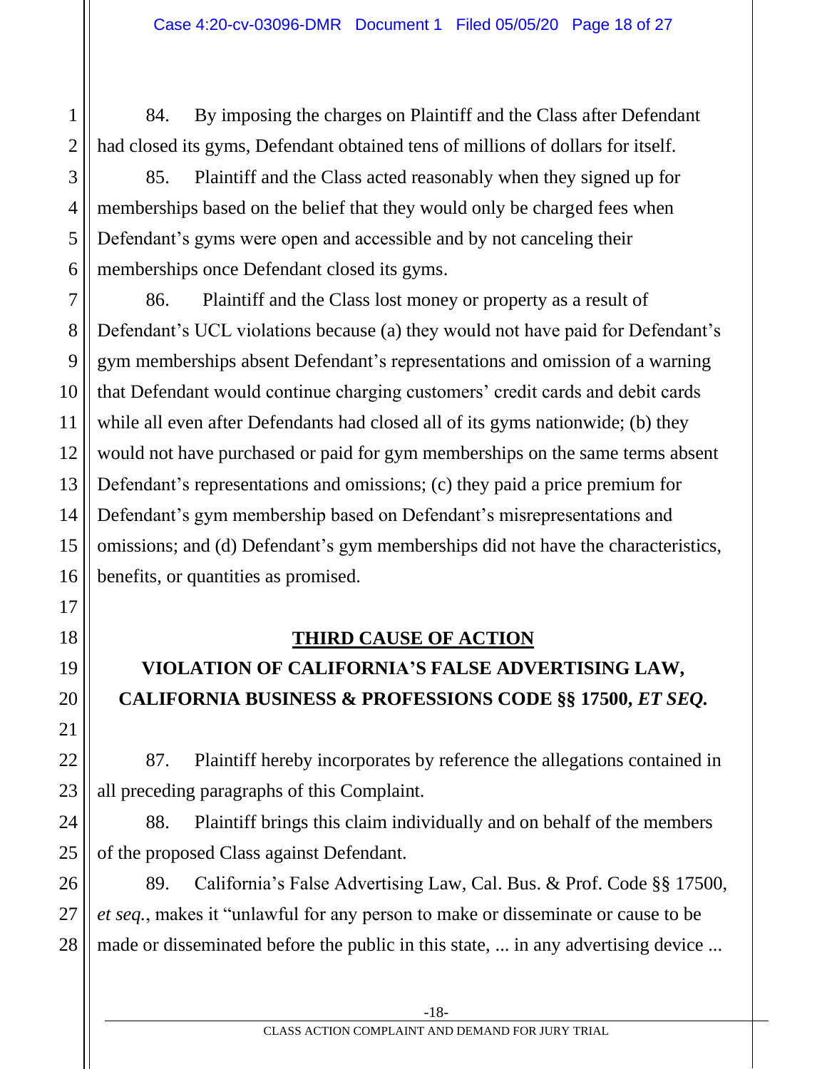84. By imposing the charges on Plaintiff and the Class after Defendant had closed its gyms, Defendant obtained tens of millions of dollars for itself.

85. Plaintiff and the Class acted reasonably when they signed up for memberships based on the belief that they would only be charged fees when Defendant's gyms were open and accessible and by not canceling their memberships once Defendant closed its gyms.

86. Plaintiff and the Class lost money or property as a result of Defendant's UCL violations because (a) they would not have paid for Defendant's gym memberships absent Defendant's representations and omission of a warning that Defendant would continue charging customers' credit cards and debit cards while all even after Defendants had closed all of its gyms nationwide; (b) they would not have purchased or paid for gym memberships on the same terms absent Defendant's representations and omissions; (c) they paid a price premium for Defendant's gym membership based on Defendant's misrepresentations and omissions; and (d) Defendant's gym memberships did not have the characteristics, benefits, or quantities as promised.

## **THIRD CAUSE OF ACTION**

## **VIOLATION OF CALIFORNIA'S FALSE ADVERTISING LAW, CALIFORNIA BUSINESS & PROFESSIONS CODE §§ 17500, *ET SEQ.***

87. Plaintiff hereby incorporates by reference the allegations contained in all preceding paragraphs of this Complaint.

88. Plaintiff brings this claim individually and on behalf of the members of the proposed Class against Defendant.

89. California's False Advertising Law, Cal. Bus. & Prof. Code §§ 17500, *et seq.*, makes it "unlawful for any person to make or disseminate or cause to be made or disseminated before the public in this state, ... in any advertising device ...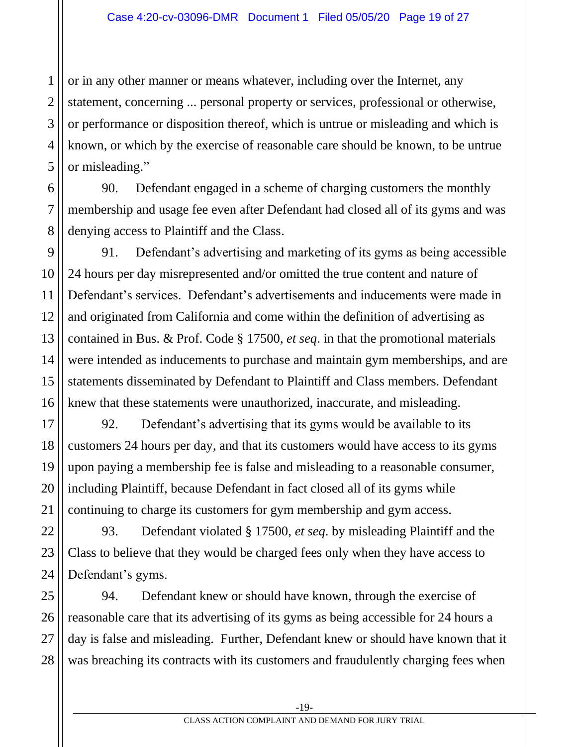or in any other manner or means whatever, including over the Internet, any statement, concerning ... personal property or services, professional or otherwise, or performance or disposition thereof, which is untrue or misleading and which is known, or which by the exercise of reasonable care should be known, to be untrue or misleading."

90. Defendant engaged in a scheme of charging customers the monthly membership and usage fee even after Defendant had closed all of its gyms and was denying access to Plaintiff and the Class.

91. Defendant's advertising and marketing of its gyms as being accessible 24 hours per day misrepresented and/or omitted the true content and nature of Defendant's services. Defendant's advertisements and inducements were made in and originated from California and come within the definition of advertising as contained in Bus. & Prof. Code § 17500, *et seq*. in that the promotional materials were intended as inducements to purchase and maintain gym memberships, and are statements disseminated by Defendant to Plaintiff and Class members. Defendant knew that these statements were unauthorized, inaccurate, and misleading.

92. Defendant's advertising that its gyms would be available to its customers 24 hours per day, and that its customers would have access to its gyms upon paying a membership fee is false and misleading to a reasonable consumer, including Plaintiff, because Defendant in fact closed all of its gyms while continuing to charge its customers for gym membership and gym access.

93. Defendant violated § 17500, *et seq*. by misleading Plaintiff and the Class to believe that they would be charged fees only when they have access to Defendant's gyms.

94. Defendant knew or should have known, through the exercise of reasonable care that its advertising of its gyms as being accessible for 24 hours a day is false and misleading. Further, Defendant knew or should have known that it was breaching its contracts with its customers and fraudulently charging fees when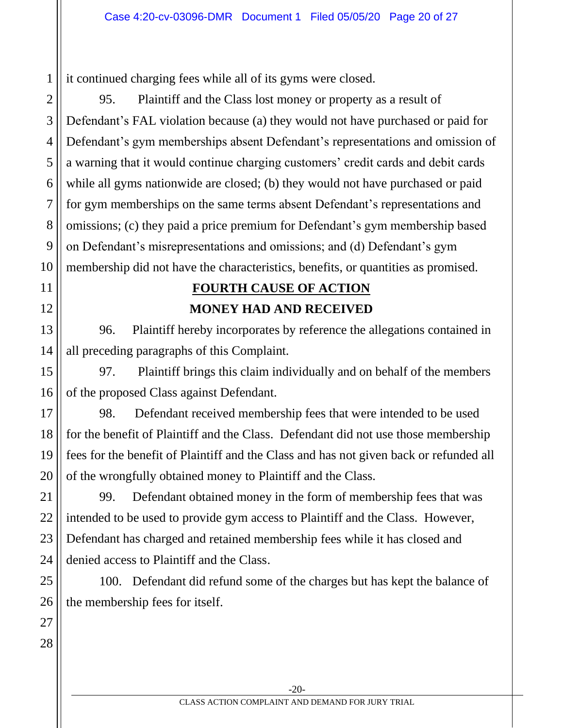it continued charging fees while all of its gyms were closed.

95. Plaintiff and the Class lost money or property as a result of Defendant's FAL violation because (a) they would not have purchased or paid for Defendant's gym memberships absent Defendant's representations and omission of a warning that it would continue charging customers' credit cards and debit cards while all gyms nationwide are closed; (b) they would not have purchased or paid for gym memberships on the same terms absent Defendant's representations and omissions; (c) they paid a price premium for Defendant's gym membership based on Defendant's misrepresentations and omissions; and (d) Defendant's gym membership did not have the characteristics, benefits, or quantities as promised.

## FOURTH CAUSE OF ACTION

## MONEY HAD AND RECEIVED

96. Plaintiff hereby incorporates by reference the allegations contained in all preceding paragraphs of this Complaint.

97. Plaintiff brings this claim individually and on behalf of the members of the proposed Class against Defendant.

98. Defendant received membership fees that were intended to be used for the benefit of Plaintiff and the Class. Defendant did not use those membership fees for the benefit of Plaintiff and the Class and has not given back or refunded all of the wrongfully obtained money to Plaintiff and the Class.

99. Defendant obtained money in the form of membership fees that was intended to be used to provide gym access to Plaintiff and the Class. However, Defendant has charged and retained membership fees while it has closed and denied access to Plaintiff and the Class.

100. Defendant did refund some of the charges but has kept the balance of the membership fees for itself.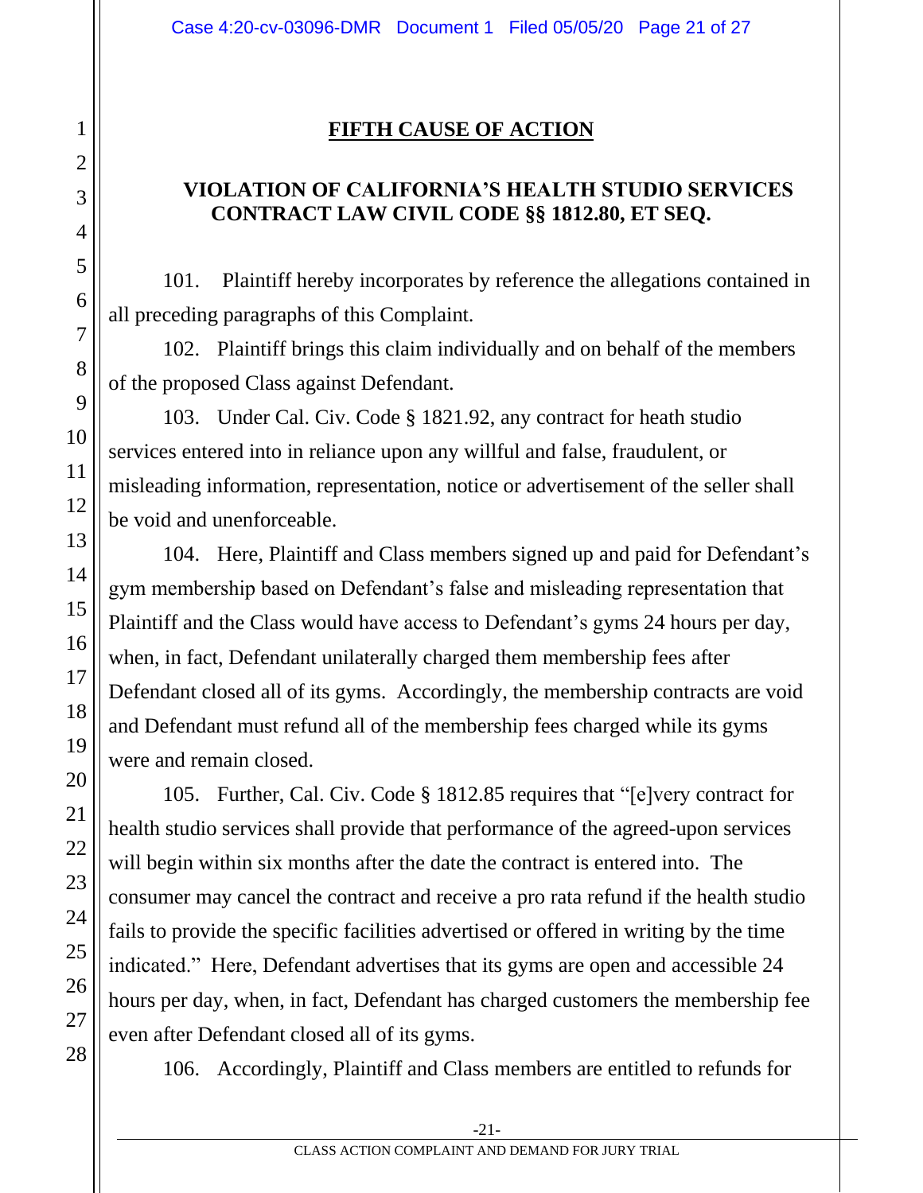## FIFTH CAUSE OF ACTION

### VIOLATION OF CALIFORNIA'S HEALTH STUDIO SERVICES CONTRACT LAW CIVIL CODE §§ 1812.80, ET SEQ.

101. Plaintiff hereby incorporates by reference the allegations contained in all preceding paragraphs of this Complaint.

102. Plaintiff brings this claim individually and on behalf of the members of the proposed Class against Defendant.

103. Under Cal. Civ. Code § 1821.92, any contract for heath studio services entered into in reliance upon any willful and false, fraudulent, or misleading information, representation, notice or advertisement of the seller shall be void and unenforceable.

104. Here, Plaintiff and Class members signed up and paid for Defendant's gym membership based on Defendant's false and misleading representation that Plaintiff and the Class would have access to Defendant's gyms 24 hours per day, when, in fact, Defendant unilaterally charged them membership fees after Defendant closed all of its gyms. Accordingly, the membership contracts are void and Defendant must refund all of the membership fees charged while its gyms were and remain closed.

105. Further, Cal. Civ. Code § 1812.85 requires that "[e]very contract for health studio services shall provide that performance of the agreed-upon services will begin within six months after the date the contract is entered into. The consumer may cancel the contract and receive a pro rata refund if the health studio fails to provide the specific facilities advertised or offered in writing by the time indicated." Here, Defendant advertises that its gyms are open and accessible 24 hours per day, when, in fact, Defendant has charged customers the membership fee even after Defendant closed all of its gyms.

106. Accordingly, Plaintiff and Class members are entitled to refunds for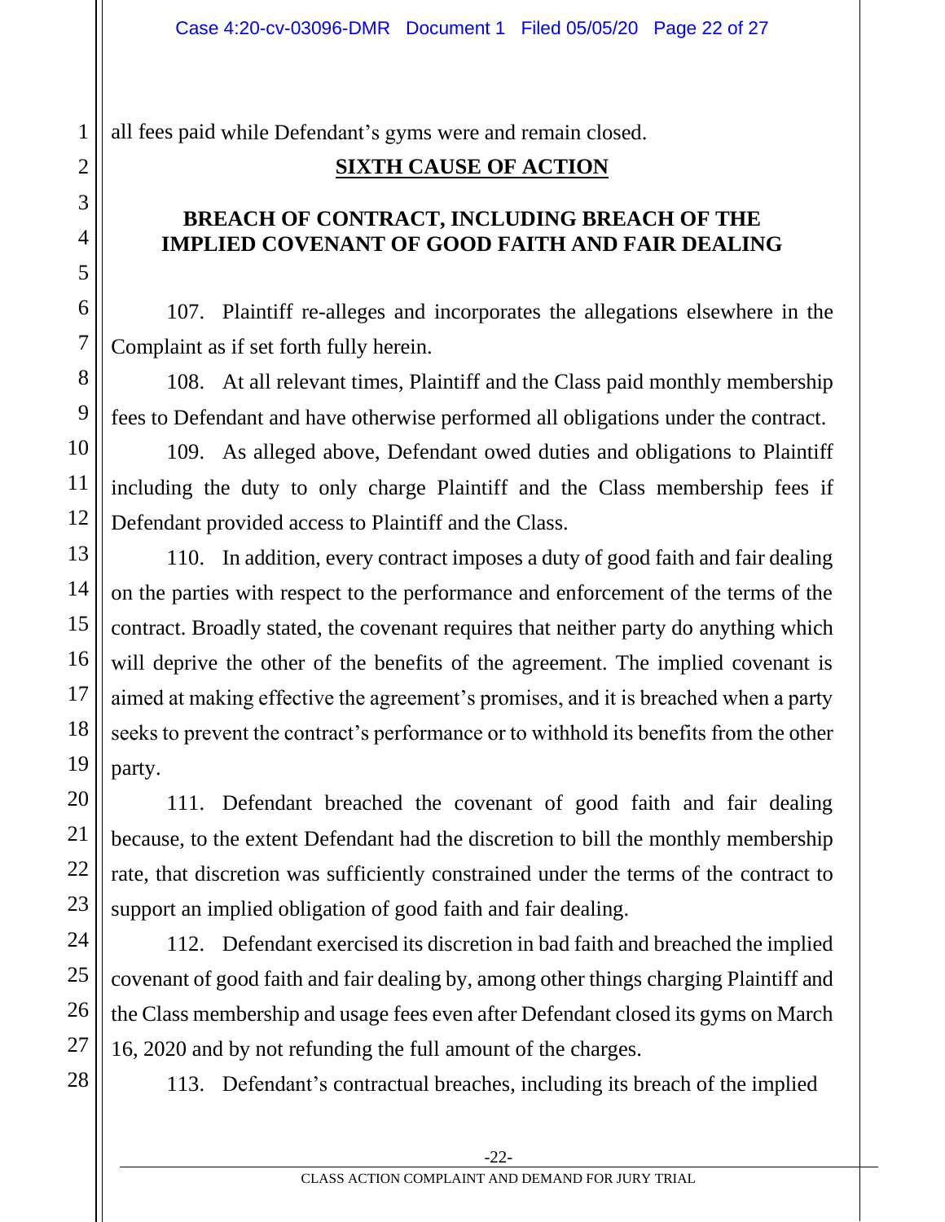all fees paid while Defendant's gyms were and remain closed.

## SIXTH CAUSE OF ACTION

### BREACH OF CONTRACT, INCLUDING BREACH OF THE IMPLIED COVENANT OF GOOD FAITH AND FAIR DEALING

107. Plaintiff re-alleges and incorporates the allegations elsewhere in the Complaint as if set forth fully herein.

108. At all relevant times, Plaintiff and the Class paid monthly membership fees to Defendant and have otherwise performed all obligations under the contract.

109. As alleged above, Defendant owed duties and obligations to Plaintiff including the duty to only charge Plaintiff and the Class membership fees if Defendant provided access to Plaintiff and the Class.

110. In addition, every contract imposes a duty of good faith and fair dealing on the parties with respect to the performance and enforcement of the terms of the contract. Broadly stated, the covenant requires that neither party do anything which will deprive the other of the benefits of the agreement. The implied covenant is aimed at making effective the agreement's promises, and it is breached when a party seeks to prevent the contract's performance or to withhold its benefits from the other party.

111. Defendant breached the covenant of good faith and fair dealing because, to the extent Defendant had the discretion to bill the monthly membership rate, that discretion was sufficiently constrained under the terms of the contract to support an implied obligation of good faith and fair dealing.

112. Defendant exercised its discretion in bad faith and breached the implied covenant of good faith and fair dealing by, among other things charging Plaintiff and the Class membership and usage fees even after Defendant closed its gyms on March 16, 2020 and by not refunding the full amount of the charges.

113. Defendant's contractual breaches, including its breach of the implied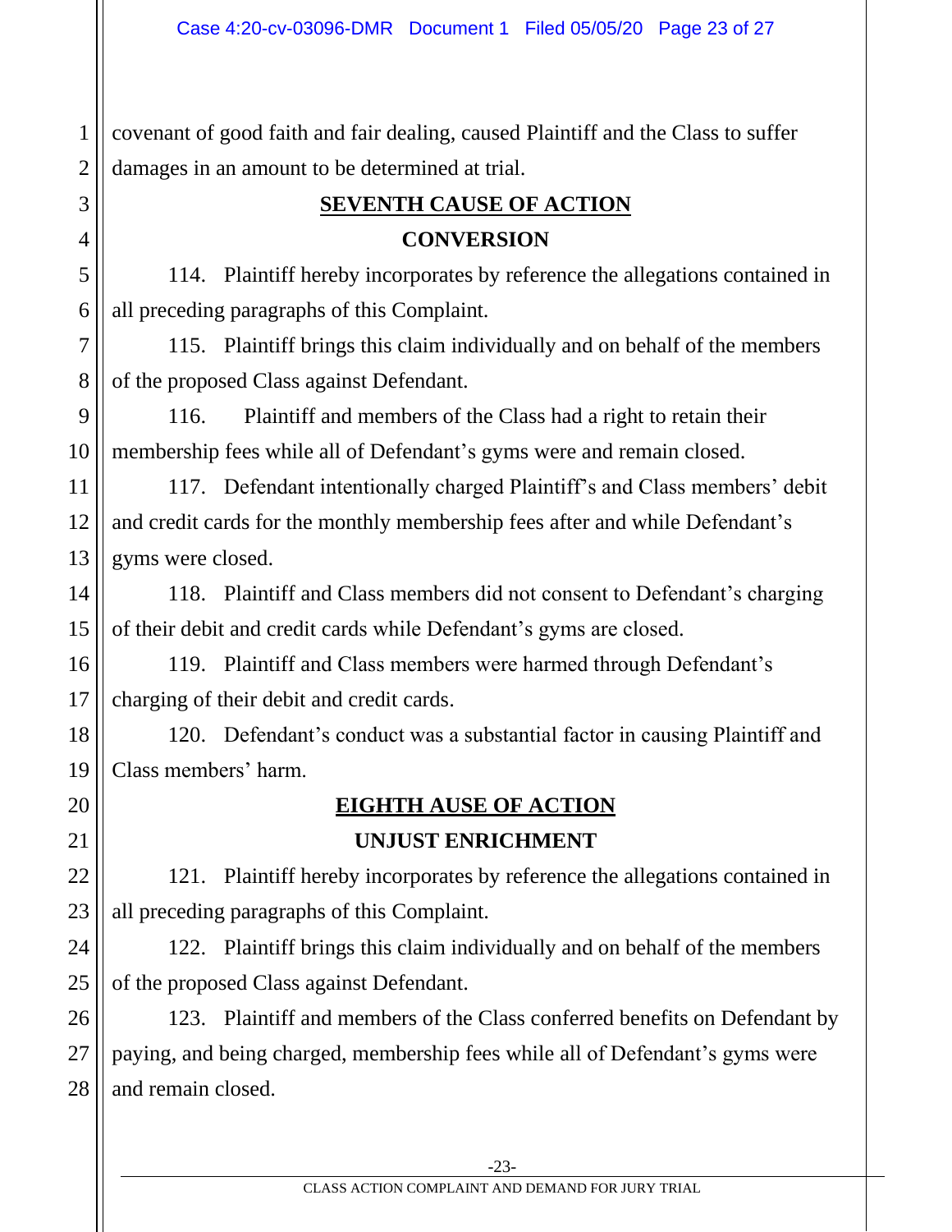covenant of good faith and fair dealing, caused Plaintiff and the Class to suffer damages in an amount to be determined at trial.

## **SEVENTH CAUSE OF ACTION**

## **CONVERSION**

114. Plaintiff hereby incorporates by reference the allegations contained in all preceding paragraphs of this Complaint.

115. Plaintiff brings this claim individually and on behalf of the members of the proposed Class against Defendant.

116. Plaintiff and members of the Class had a right to retain their membership fees while all of Defendant's gyms were and remain closed.

117. Defendant intentionally charged Plaintiff's and Class members' debit and credit cards for the monthly membership fees after and while Defendant's gyms were closed.

118. Plaintiff and Class members did not consent to Defendant's charging of their debit and credit cards while Defendant's gyms are closed.

119. Plaintiff and Class members were harmed through Defendant's charging of their debit and credit cards.

120. Defendant's conduct was a substantial factor in causing Plaintiff and Class members' harm.

## **EIGHTH AUSE OF ACTION**

## **UNJUST ENRICHMENT**

121. Plaintiff hereby incorporates by reference the allegations contained in all preceding paragraphs of this Complaint.

122. Plaintiff brings this claim individually and on behalf of the members of the proposed Class against Defendant.

123. Plaintiff and members of the Class conferred benefits on Defendant by paying, and being charged, membership fees while all of Defendant's gyms were and remain closed.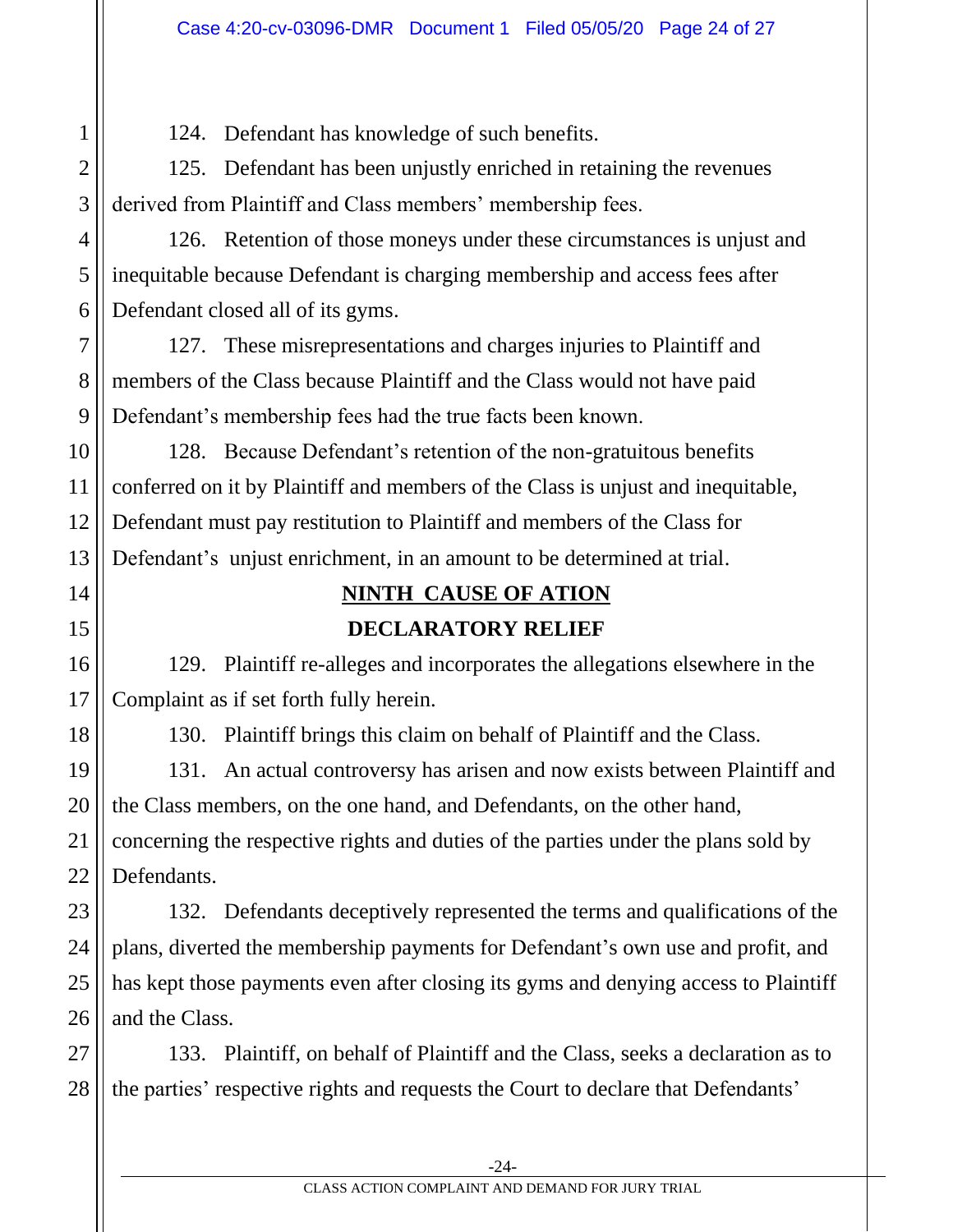124. Defendant has knowledge of such benefits.

125. Defendant has been unjustly enriched in retaining the revenues derived from Plaintiff and Class members' membership fees.

126. Retention of those moneys under these circumstances is unjust and inequitable because Defendant is charging membership and access fees after Defendant closed all of its gyms.

127. These misrepresentations and charges injuries to Plaintiff and members of the Class because Plaintiff and the Class would not have paid Defendant's membership fees had the true facts been known.

128. Because Defendant's retention of the non-gratuitous benefits conferred on it by Plaintiff and members of the Class is unjust and inequitable, Defendant must pay restitution to Plaintiff and members of the Class for Defendant's unjust enrichment, in an amount to be determined at trial.

## NINTH CAUSE OF ATION

## DECLARATORY RELIEF

129. Plaintiff re-alleges and incorporates the allegations elsewhere in the Complaint as if set forth fully herein.

130. Plaintiff brings this claim on behalf of Plaintiff and the Class.

131. An actual controversy has arisen and now exists between Plaintiff and the Class members, on the one hand, and Defendants, on the other hand, concerning the respective rights and duties of the parties under the plans sold by Defendants.

132. Defendants deceptively represented the terms and qualifications of the plans, diverted the membership payments for Defendant's own use and profit, and has kept those payments even after closing its gyms and denying access to Plaintiff and the Class.

133. Plaintiff, on behalf of Plaintiff and the Class, seeks a declaration as to the parties' respective rights and requests the Court to declare that Defendants'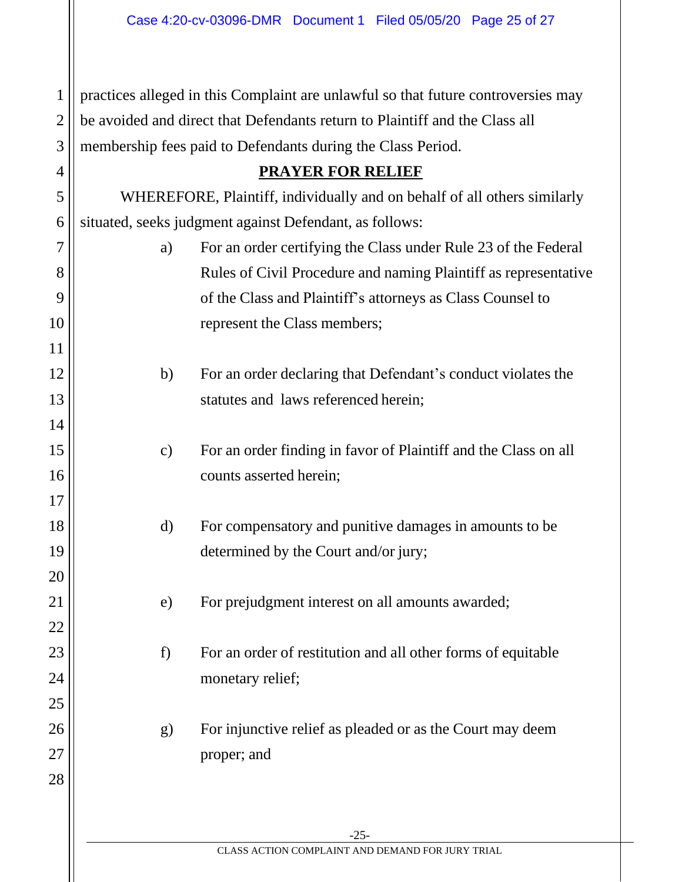practices alleged in this Complaint are unlawful so that future controversies may be avoided and direct that Defendants return to Plaintiff and the Class all membership fees paid to Defendants during the Class Period.

## PRAYER FOR RELIEF

WHEREFORE, Plaintiff, individually and on behalf of all others similarly situated, seeks judgment against Defendant, as follows:

a) For an order certifying the Class under Rule 23 of the Federal Rules of Civil Procedure and naming Plaintiff as representative of the Class and Plaintiff's attorneys as Class Counsel to represent the Class members;

b) For an order declaring that Defendant's conduct violates the statutes and laws referenced herein;

c) For an order finding in favor of Plaintiff and the Class on all counts asserted herein;

d) For compensatory and punitive damages in amounts to be determined by the Court and/or jury;

e) For prejudgment interest on all amounts awarded;

f) For an order of restitution and all other forms of equitable monetary relief;

g) For injunctive relief as pleaded or as the Court may deem proper; and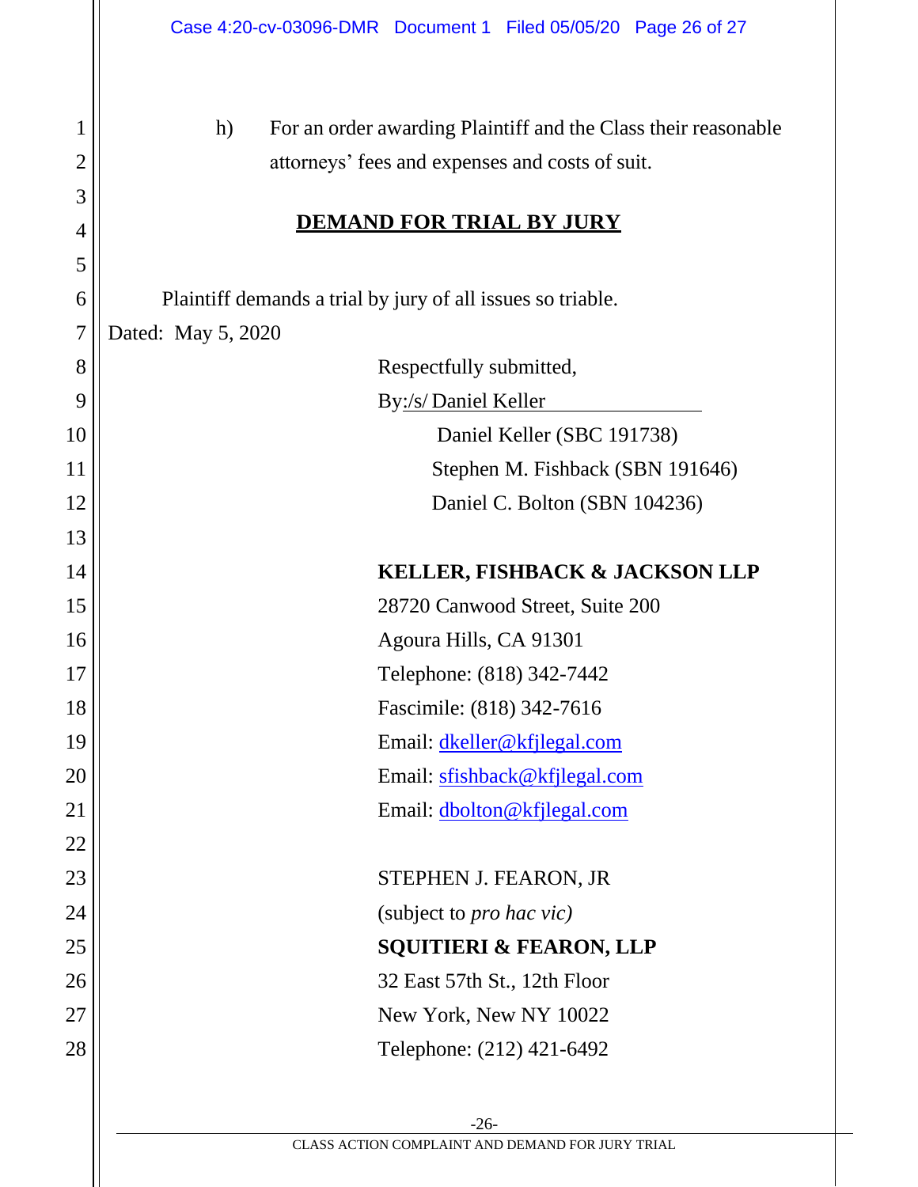h) For an order awarding Plaintiff and the Class their reasonable attorneys' fees and expenses and costs of suit.

## DEMAND FOR TRIAL BY JURY

Plaintiff demands a trial by jury of all issues so triable.

Dated: May 5, 2020

Respectfully submitted,

By:/s/ Daniel Keller

Daniel Keller (SBC 191738)
Stephen M. Fishback (SBN 191646)
Daniel C. Bolton (SBN 104236)

**KELLER, FISHBACK & JACKSON LLP**
28720 Canwood Street, Suite 200
Agoura Hills, CA 91301
Telephone: (818) 342-7442
Fascimile: (818) 342-7616
Email: dkeller@kfjlegal.com
Email: sfishback@kfjlegal.com
Email: dbolton@kfjlegal.com

STEPHEN J. FEARON, JR
(subject to *pro hac vic)*
**SQUITIERI & FEARON, LLP**
32 East 57th St., 12th Floor
New York, New NY 10022
Telephone: (212) 421-6492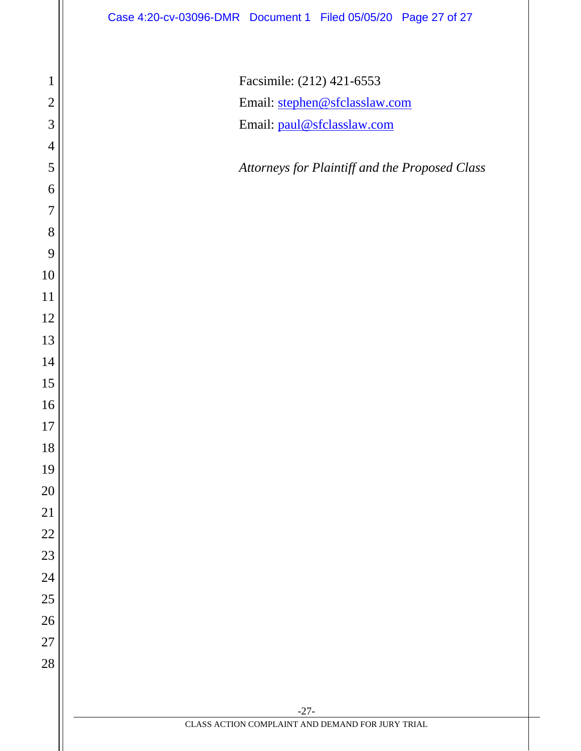Facsimile: (212) 421-6553
Email: stephen@sfclasslaw.com
Email: paul@sfclasslaw.com

*Attorneys for Plaintiff and the Proposed Class*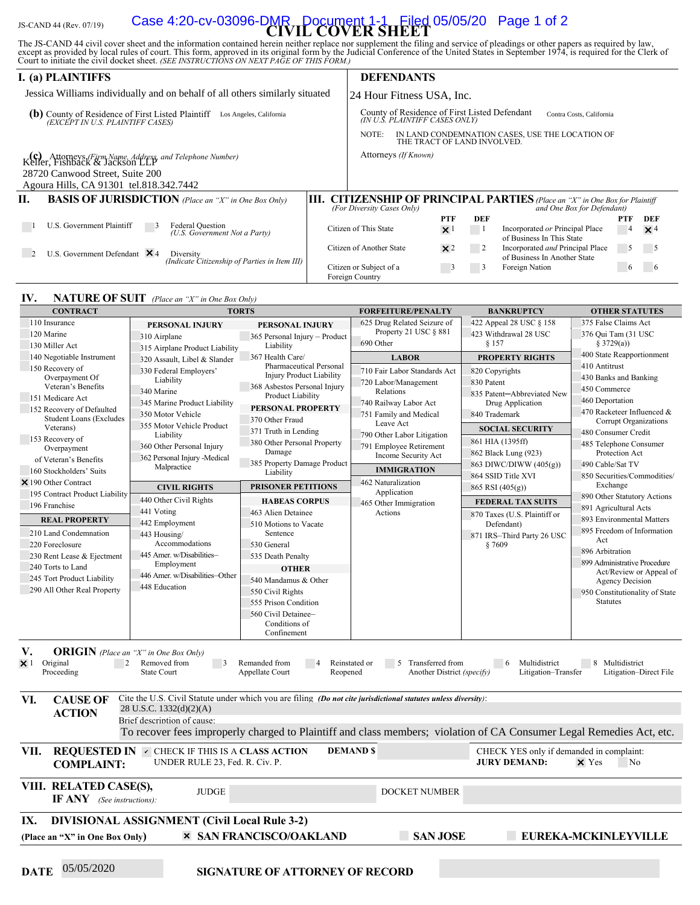JS-CAND 44 (Rev. 07/19)

# CIVIL COVER SHEET

The JS-CAND 44 civil cover sheet and the information contained herein neither replace nor supplement the filing and service of pleadings or other papers as required by law, except as provided by local rules of court. This form, approved in its original form by the Judicial Conference of the United States in September 1974, is required for the Clerk of Court to initiate the civil docket sheet. *(SEE INSTRUCTIONS ON NEXT PAGE OF THIS FORM.)*

## I. (a) PLAINTIFFS

Jessica Williams individually and on behalf of all others similarly situated

**(b)** County of Residence of First Listed Plaintiff: Los Angeles, California
*(EXCEPT IN U.S. PLAINTIFF CASES)*

**(c)** Attorneys *(Firm Name, Address, and Telephone Number)*
Keller, Fishback & Jackson LLP
28720 Canwood Street, Suite 200
Agoura Hills, CA 91301 tel.818.342.7442

## DEFENDANTS

24 Hour Fitness USA, Inc.

County of Residence of First Listed Defendant: Contra Costs, California
*(IN U.S. PLAINTIFF CASES ONLY)*

NOTE: IN LAND CONDEMNATION CASES, USE THE LOCATION OF THE TRACT OF LAND INVOLVED.

Attorneys *(If Known)*

## II. BASIS OF JURISDICTION *(Place an "X" in One Box Only)*

- ☐ 1 U.S. Government Plaintiff
- ☐ 3 Federal Question *(U.S. Government Not a Party)*
- ☐ 2 U.S. Government Defendant
- ☒ 4 Diversity *(Indicate Citizenship of Parties in Item III)*

## III. CITIZENSHIP OF PRINCIPAL PARTIES *(Place an "X" in One Box for Plaintiff and One Box for Defendant)* *(For Diversity Cases Only)*

| | PTF | DEF | | PTF | DEF |
|---|---|---|---|---|---|
| Citizen of This State | ☒ 1 | ☐ 1 | Incorporated *or* Principal Place of Business In This State | ☐ 4 | ☒ 4 |
| Citizen of Another State | ☒ 2 | ☐ 2 | Incorporated *and* Principal Place of Business In Another State | ☐ 5 | ☐ 5 |
| Citizen or Subject of a Foreign Country | ☐ 3 | ☐ 3 | Foreign Nation | ☐ 6 | ☐ 6 |

## IV. NATURE OF SUIT *(Place an "X" in One Box Only)*

**CONTRACT**
- 110 Insurance
- 120 Marine
- 130 Miller Act
- 140 Negotiable Instrument
- 150 Recovery of Overpayment Of Veteran's Benefits
- 151 Medicare Act
- 152 Recovery of Defaulted Student Loans (Excludes Veterans)
- 153 Recovery of Overpayment of Veteran's Benefits
- 160 Stockholders' Suits
- ☒ 190 Other Contract
- 195 Contract Product Liability
- 196 Franchise

**REAL PROPERTY**
- 210 Land Condemnation
- 220 Foreclosure
- 230 Rent Lease & Ejectment
- 240 Torts to Land
- 245 Tort Product Liability
- 290 All Other Real Property

**TORTS**

**PERSONAL INJURY**
- 310 Airplane
- 315 Airplane Product Liability
- 320 Assault, Libel & Slander
- 330 Federal Employers' Liability
- 340 Marine
- 345 Marine Product Liability
- 350 Motor Vehicle
- 355 Motor Vehicle Product Liability
- 360 Other Personal Injury
- 362 Personal Injury -Medical Malpractice

**PERSONAL INJURY**
- 365 Personal Injury – Product Liability
- 367 Health Care/ Pharmaceutical Personal Injury Product Liability
- 368 Asbestos Personal Injury Product Liability

**PERSONAL PROPERTY**
- 370 Other Fraud
- 371 Truth in Lending
- 380 Other Personal Property Damage
- 385 Property Damage Product Liability

**CIVIL RIGHTS**
- 440 Other Civil Rights
- 441 Voting
- 442 Employment
- 443 Housing/ Accommodations
- 445 Amer. w/Disabilities–Employment
- 446 Amer. w/Disabilities–Other
- 448 Education

**PRISONER PETITIONS**

**HABEAS CORPUS**
- 463 Alien Detainee
- 510 Motions to Vacate Sentence
- 530 General
- 535 Death Penalty

**OTHER**
- 540 Mandamus & Other
- 550 Civil Rights
- 555 Prison Condition
- 560 Civil Detainee– Conditions of Confinement

**FORFEITURE/PENALTY**
- 625 Drug Related Seizure of Property 21 USC § 881
- 690 Other

**LABOR**
- 710 Fair Labor Standards Act
- 720 Labor/Management Relations
- 740 Railway Labor Act
- 751 Family and Medical Leave Act
- 790 Other Labor Litigation
- 791 Employee Retirement Income Security Act

**IMMIGRATION**
- 462 Naturalization Application
- 465 Other Immigration Actions

**BANKRUPTCY**
- 422 Appeal 28 USC § 158
- 423 Withdrawal 28 USC § 157

**PROPERTY RIGHTS**
- 820 Copyrights
- 830 Patent
- 835 Patent─Abbreviated New Drug Application
- 840 Trademark

**SOCIAL SECURITY**
- 861 HIA (1395ff)
- 862 Black Lung (923)
- 863 DIWC/DIWW (405(g))
- 864 SSID Title XVI
- 865 RSI (405(g))

**FEDERAL TAX SUITS**
- 870 Taxes (U.S. Plaintiff or Defendant)
- 871 IRS–Third Party 26 USC § 7609

**OTHER STATUTES**
- 375 False Claims Act
- 376 Qui Tam (31 USC § 3729(a))
- 400 State Reapportionment
- 410 Antitrust
- 430 Banks and Banking
- 450 Commerce
- 460 Deportation
- 470 Racketeer Influenced & Corrupt Organizations
- 480 Consumer Credit
- 485 Telephone Consumer Protection Act
- 490 Cable/Sat TV
- 850 Securities/Commodities/ Exchange
- 890 Other Statutory Actions
- 891 Agricultural Acts
- 893 Environmental Matters
- 895 Freedom of Information Act
- 896 Arbitration
- 899 Administrative Procedure Act/Review or Appeal of Agency Decision
- 950 Constitutionality of State Statutes

## V. ORIGIN *(Place an "X" in One Box Only)*

- ☒ 1 Original Proceeding
- ☐ 2 Removed from State Court
- ☐ 3 Remanded from Appellate Court
- ☐ 4 Reinstated or Reopened
- ☐ 5 Transferred from Another District *(specify)*
- ☐ 6 Multidistrict Litigation–Transfer
- ☐ 8 Multidistrict Litigation–Direct File

## VI. CAUSE OF ACTION

Cite the U.S. Civil Statute under which you are filing *(Do not cite jurisdictional statutes unless diversity)*:
28 U.S.C. 1332(d)(2)(A)

Brief description of cause:
To recover fees improperly charged to Plaintiff and class members; violation of CA Consumer Legal Remedies Act, etc.

## VII. REQUESTED IN COMPLAINT:

☑ CHECK IF THIS IS A **CLASS ACTION** UNDER RULE 23, Fed. R. Civ. P.

**DEMAND $**

CHECK YES only if demanded in complaint:
**JURY DEMAND:** ☒ Yes ☐ No

## VIII. RELATED CASE(S), IF ANY *(See instructions)*:

JUDGE DOCKET NUMBER

## IX. DIVISIONAL ASSIGNMENT (Civil Local Rule 3-2)

**(Place an "X" in One Box Only)**

- ☒ **SAN FRANCISCO/OAKLAND**
- ☐ **SAN JOSE**
- ☐ **EUREKA-MCKINLEYVILLE**

**DATE** 05/05/2020 **SIGNATURE OF ATTORNEY OF RECORD**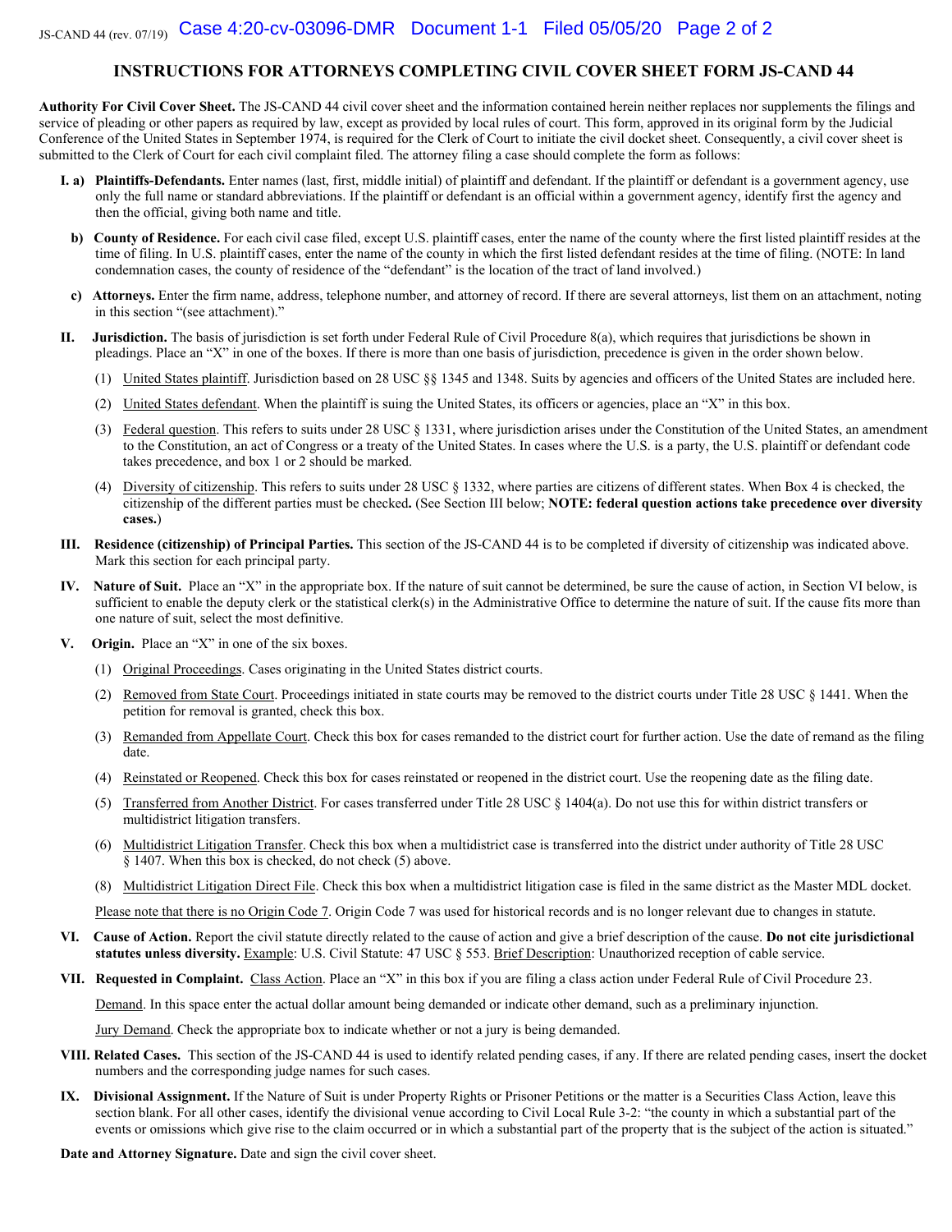# INSTRUCTIONS FOR ATTORNEYS COMPLETING CIVIL COVER SHEET FORM JS-CAND 44

**Authority For Civil Cover Sheet.** The JS-CAND 44 civil cover sheet and the information contained herein neither replaces nor supplements the filings and service of pleading or other papers as required by law, except as provided by local rules of court. This form, approved in its original form by the Judicial Conference of the United States in September 1974, is required for the Clerk of Court to initiate the civil docket sheet. Consequently, a civil cover sheet is submitted to the Clerk of Court for each civil complaint filed. The attorney filing a case should complete the form as follows:

**I. a) Plaintiffs-Defendants.** Enter names (last, first, middle initial) of plaintiff and defendant. If the plaintiff or defendant is a government agency, use only the full name or standard abbreviations. If the plaintiff or defendant is an official within a government agency, identify first the agency and then the official, giving both name and title.

**b) County of Residence.** For each civil case filed, except U.S. plaintiff cases, enter the name of the county where the first listed plaintiff resides at the time of filing. In U.S. plaintiff cases, enter the name of the county in which the first listed defendant resides at the time of filing. (NOTE: In land condemnation cases, the county of residence of the "defendant" is the location of the tract of land involved.)

**c) Attorneys.** Enter the firm name, address, telephone number, and attorney of record. If there are several attorneys, list them on an attachment, noting in this section "(see attachment)."

**II. Jurisdiction.** The basis of jurisdiction is set forth under Federal Rule of Civil Procedure 8(a), which requires that jurisdictions be shown in pleadings. Place an "X" in one of the boxes. If there is more than one basis of jurisdiction, precedence is given in the order shown below.

(1) United States plaintiff. Jurisdiction based on 28 USC §§ 1345 and 1348. Suits by agencies and officers of the United States are included here.

(2) United States defendant. When the plaintiff is suing the United States, its officers or agencies, place an "X" in this box.

(3) Federal question. This refers to suits under 28 USC § 1331, where jurisdiction arises under the Constitution of the United States, an amendment to the Constitution, an act of Congress or a treaty of the United States. In cases where the U.S. is a party, the U.S. plaintiff or defendant code takes precedence, and box 1 or 2 should be marked.

(4) Diversity of citizenship. This refers to suits under 28 USC § 1332, where parties are citizens of different states. When Box 4 is checked, the citizenship of the different parties must be checked**.** (See Section III below; **NOTE: federal question actions take precedence over diversity cases.**)

**III. Residence (citizenship) of Principal Parties.** This section of the JS-CAND 44 is to be completed if diversity of citizenship was indicated above. Mark this section for each principal party.

**IV. Nature of Suit.** Place an "X" in the appropriate box. If the nature of suit cannot be determined, be sure the cause of action, in Section VI below, is sufficient to enable the deputy clerk or the statistical clerk(s) in the Administrative Office to determine the nature of suit. If the cause fits more than one nature of suit, select the most definitive.

**V. Origin.** Place an "X" in one of the six boxes.

(1) Original Proceedings. Cases originating in the United States district courts.

(2) Removed from State Court. Proceedings initiated in state courts may be removed to the district courts under Title 28 USC § 1441. When the petition for removal is granted, check this box.

(3) Remanded from Appellate Court. Check this box for cases remanded to the district court for further action. Use the date of remand as the filing date.

(4) Reinstated or Reopened. Check this box for cases reinstated or reopened in the district court. Use the reopening date as the filing date.

(5) Transferred from Another District. For cases transferred under Title 28 USC § 1404(a). Do not use this for within district transfers or multidistrict litigation transfers.

(6) Multidistrict Litigation Transfer. Check this box when a multidistrict case is transferred into the district under authority of Title 28 USC § 1407. When this box is checked, do not check (5) above.

(8) Multidistrict Litigation Direct File. Check this box when a multidistrict litigation case is filed in the same district as the Master MDL docket.

Please note that there is no Origin Code 7. Origin Code 7 was used for historical records and is no longer relevant due to changes in statute.

**VI. Cause of Action.** Report the civil statute directly related to the cause of action and give a brief description of the cause. **Do not cite jurisdictional statutes unless diversity.** Example: U.S. Civil Statute: 47 USC § 553. Brief Description: Unauthorized reception of cable service.

**VII. Requested in Complaint.** Class Action. Place an "X" in this box if you are filing a class action under Federal Rule of Civil Procedure 23.

Demand. In this space enter the actual dollar amount being demanded or indicate other demand, such as a preliminary injunction.

Jury Demand. Check the appropriate box to indicate whether or not a jury is being demanded.

**VIII. Related Cases.** This section of the JS-CAND 44 is used to identify related pending cases, if any. If there are related pending cases, insert the docket numbers and the corresponding judge names for such cases.

**IX. Divisional Assignment.** If the Nature of Suit is under Property Rights or Prisoner Petitions or the matter is a Securities Class Action, leave this section blank. For all other cases, identify the divisional venue according to Civil Local Rule 3-2: "the county in which a substantial part of the events or omissions which give rise to the claim occurred or in which a substantial part of the property that is the subject of the action is situated."

**Date and Attorney Signature.** Date and sign the civil cover sheet.